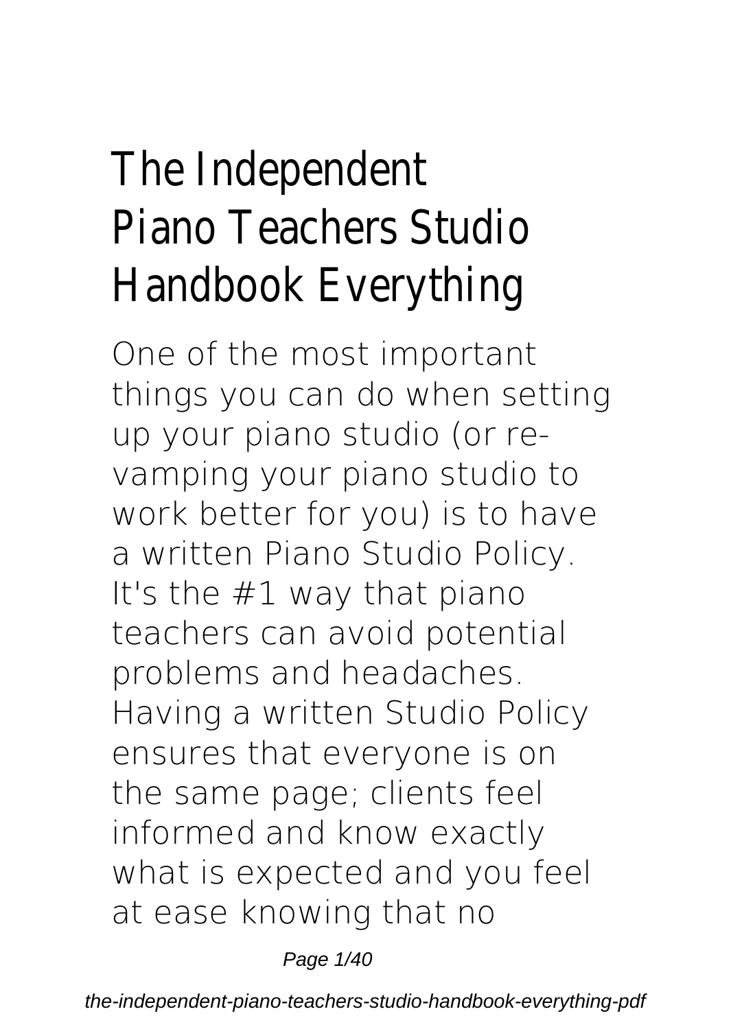# The Independent Piano Teachers Studio Handbook Everything

One of the most important things you can do when setting up your piano studio (or re-vamping your piano studio to work better for you) is to have a written Piano Studio Policy. It's the #1 way that piano teachers can avoid potential problems and headaches. Having a written Studio Policy ensures that everyone is on the same page; clients feel informed and know exactly what is expected and you feel at ease knowing that no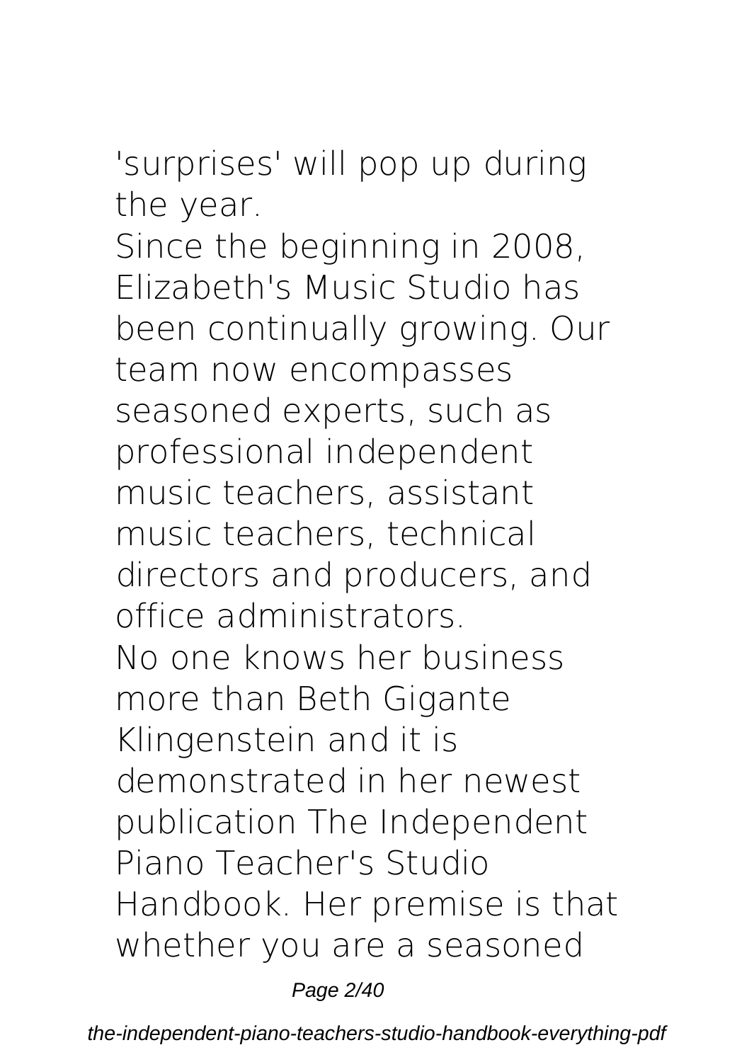'surprises' will pop up during the year.

Since the beginning in 2008, Elizabeth's Music Studio has been continually growing. Our team now encompasses seasoned experts, such as professional independent music teachers, assistant music teachers, technical directors and producers, and office administrators.

No one knows her business more than Beth Gigante Klingenstein and it is demonstrated in her newest publication The Independent Piano Teacher's Studio Handbook. Her premise is that whether you are a seasoned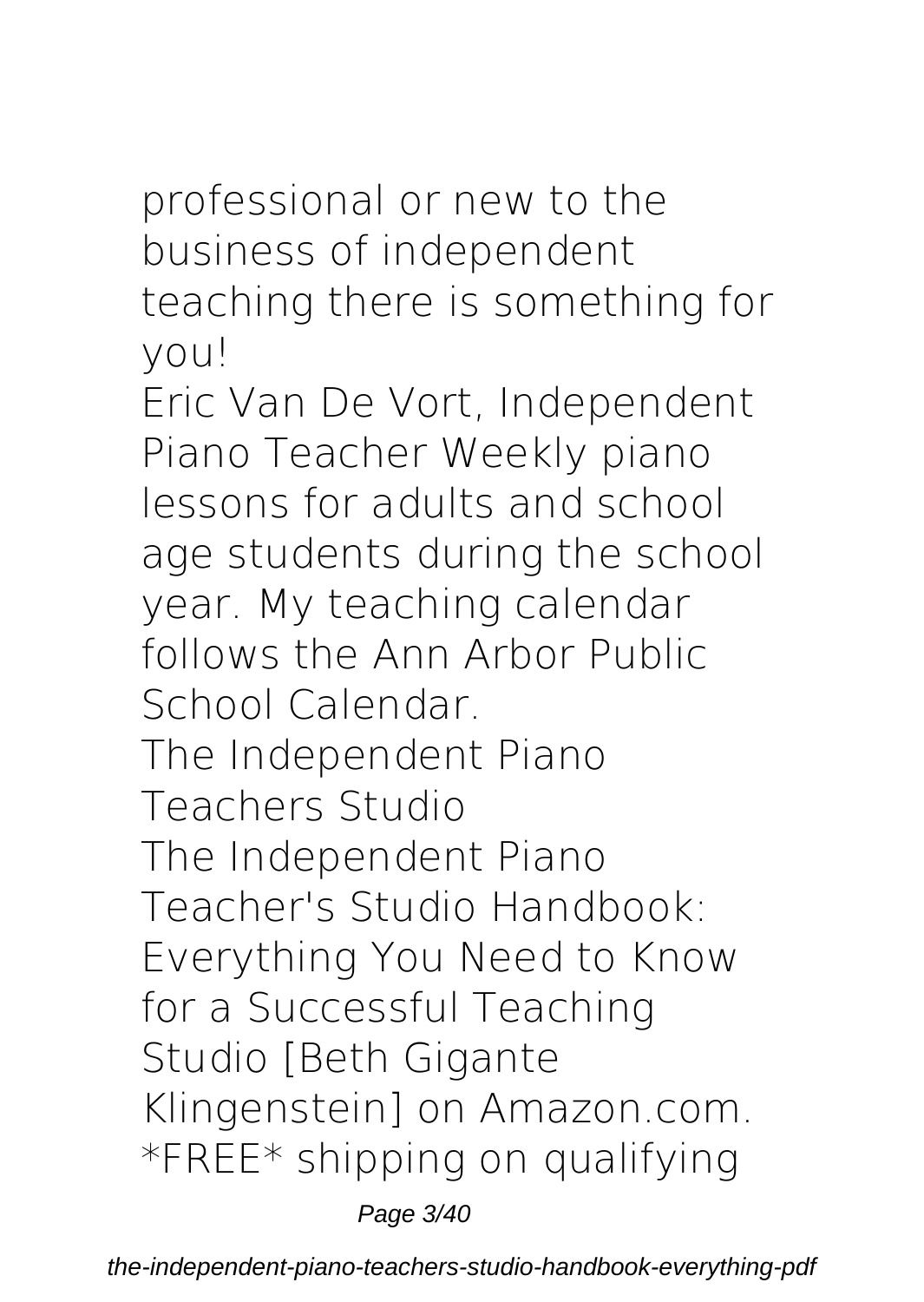professional or new to the business of independent teaching there is something for you!

Eric Van De Vort, Independent Piano Teacher Weekly piano lessons for adults and school age students during the school year. My teaching calendar follows the Ann Arbor Public School Calendar.

The Independent Piano Teachers Studio

The Independent Piano Teacher's Studio Handbook: Everything You Need to Know for a Successful Teaching Studio [Beth Gigante Klingenstein] on Amazon.com. *FREE* shipping on qualifying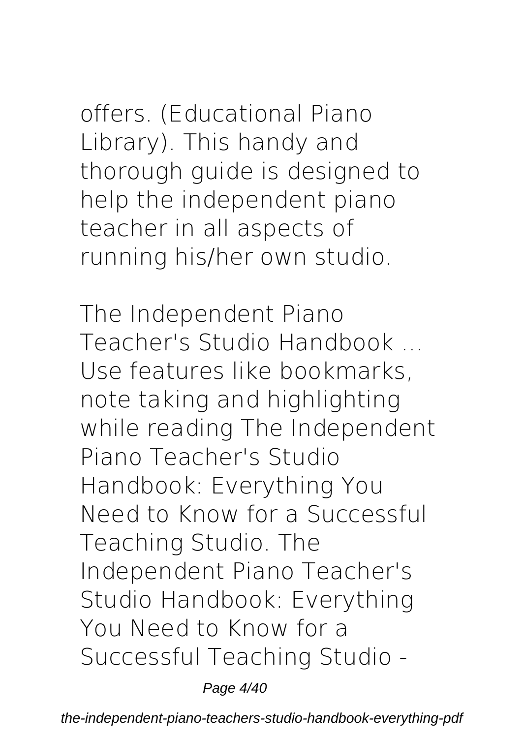offers. (Educational Piano Library). This handy and thorough guide is designed to help the independent piano teacher in all aspects of running his/her own studio.

**The Independent Piano Teacher's Studio Handbook ...**

Use features like bookmarks, note taking and highlighting while reading The Independent Piano Teacher's Studio Handbook: Everything You Need to Know for a Successful Teaching Studio. The Independent Piano Teacher's Studio Handbook: Everything You Need to Know for a Successful Teaching Studio -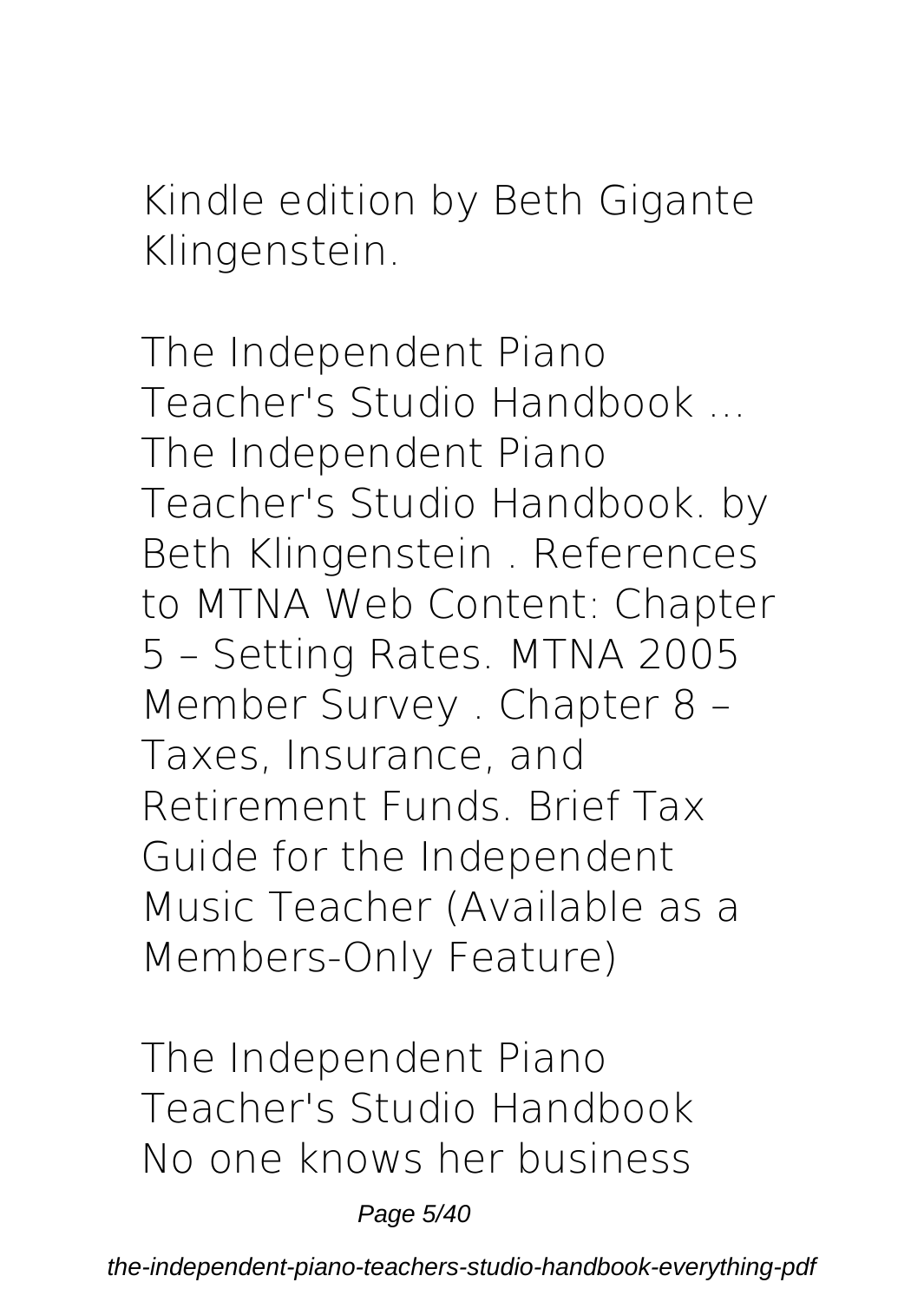Kindle edition by Beth Gigante Klingenstein.

**The Independent Piano Teacher's Studio Handbook ...**
The Independent Piano Teacher's Studio Handbook. by Beth Klingenstein . References to MTNA Web Content: Chapter 5 – Setting Rates. MTNA 2005 Member Survey . Chapter 8 – Taxes, Insurance, and Retirement Funds. Brief Tax Guide for the Independent Music Teacher (Available as a Members-Only Feature)

**The Independent Piano Teacher's Studio Handbook**
No one knows her business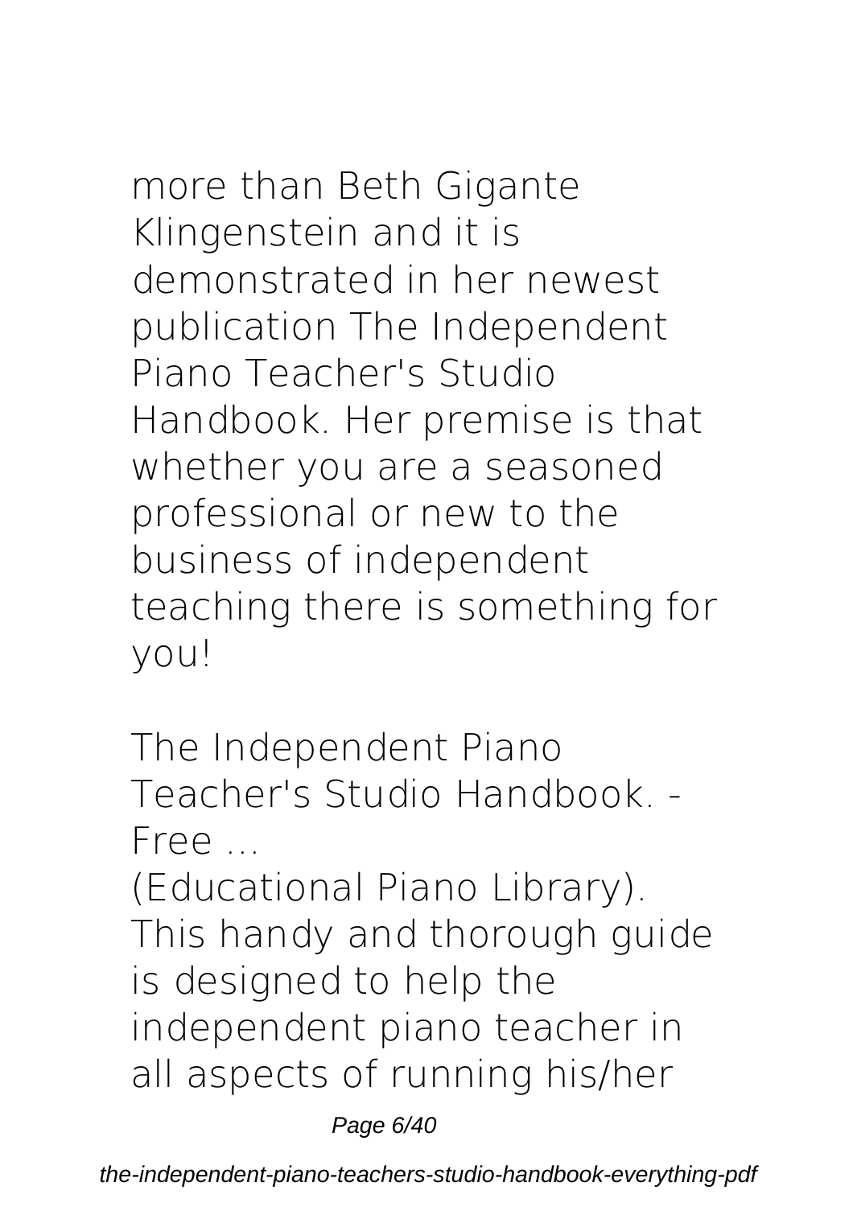more than Beth Gigante Klingenstein and it is demonstrated in her newest publication The Independent Piano Teacher's Studio Handbook. Her premise is that whether you are a seasoned professional or new to the business of independent teaching there is something for you!

**The Independent Piano Teacher's Studio Handbook. - Free ...**

(Educational Piano Library). This handy and thorough guide is designed to help the independent piano teacher in all aspects of running his/her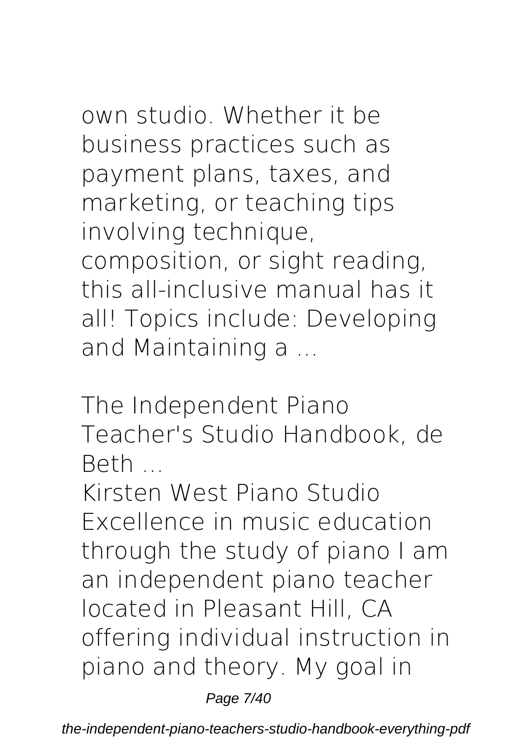own studio. Whether it be business practices such as payment plans, taxes, and marketing, or teaching tips involving technique, composition, or sight reading, this all-inclusive manual has it all! Topics include: Developing and Maintaining a ...

**The Independent Piano Teacher's Studio Handbook, de Beth ...**

Kirsten West Piano Studio Excellence in music education through the study of piano I am an independent piano teacher located in Pleasant Hill, CA offering individual instruction in piano and theory. My goal in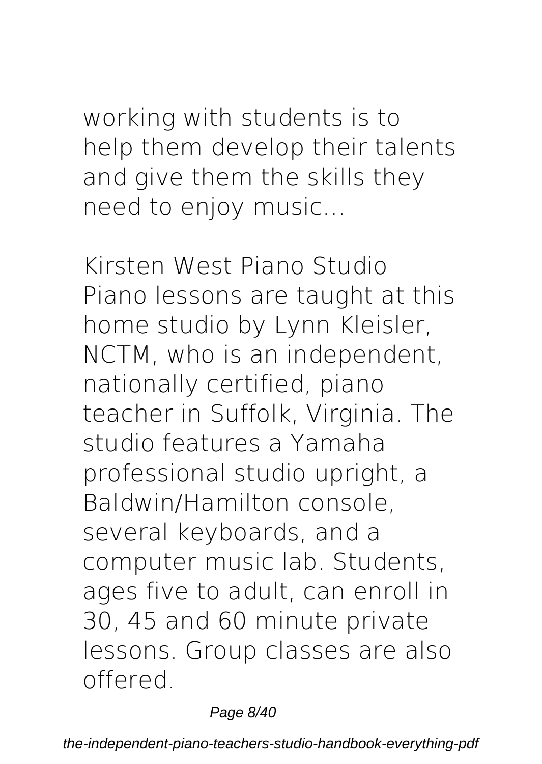working with students is to help them develop their talents and give them the skills they need to enjoy music...

**Kirsten West Piano Studio**

Piano lessons are taught at this home studio by Lynn Kleisler, NCTM, who is an independent, nationally certified, piano teacher in Suffolk, Virginia. The studio features a Yamaha professional studio upright, a Baldwin/Hamilton console, several keyboards, and a computer music lab. Students, ages five to adult, can enroll in 30, 45 and 60 minute private lessons. Group classes are also offered.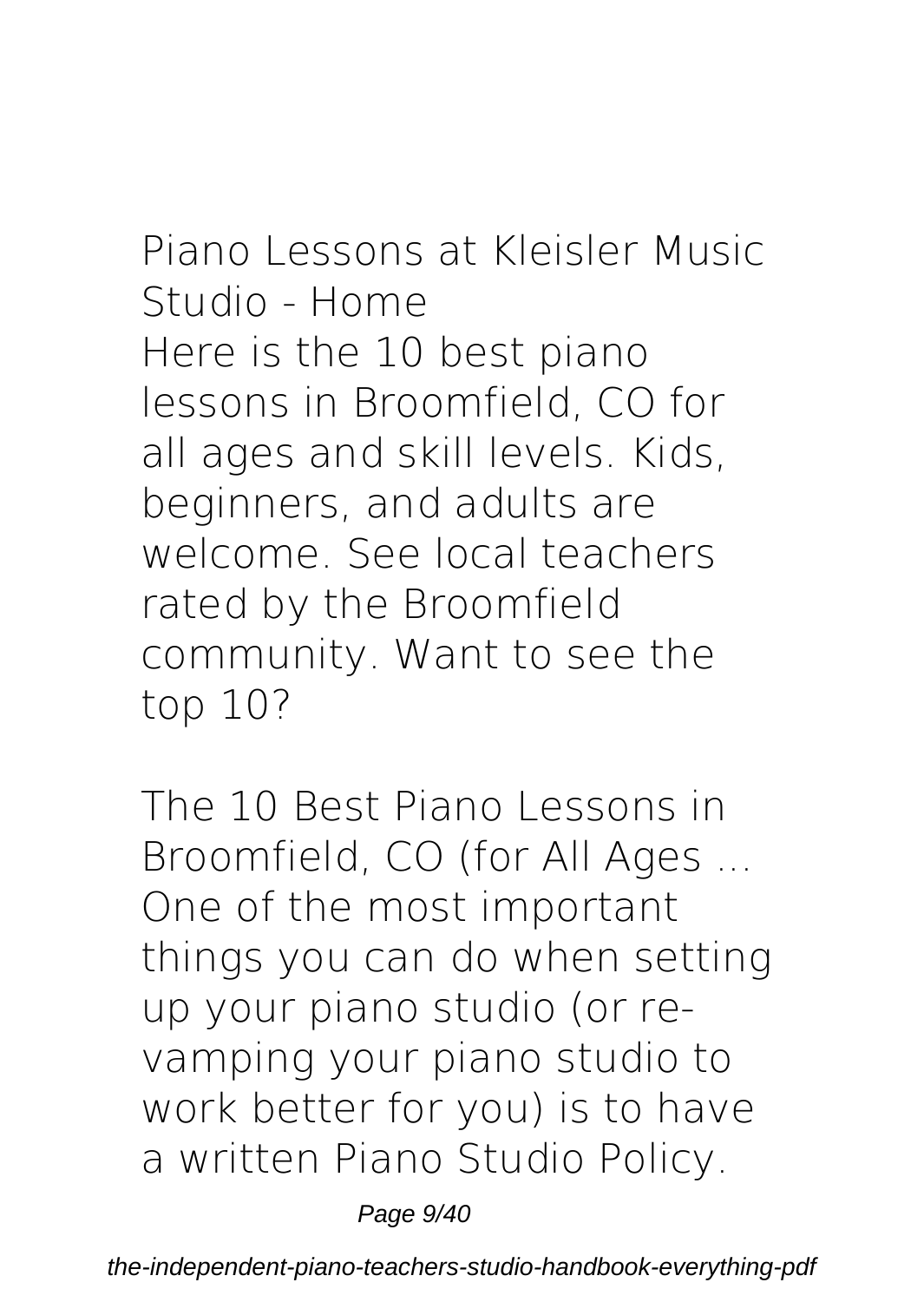**Piano Lessons at Kleisler Music Studio - Home**

Here is the 10 best piano lessons in Broomfield, CO for all ages and skill levels. Kids, beginners, and adults are welcome. See local teachers rated by the Broomfield community. Want to see the top 10?

**The 10 Best Piano Lessons in Broomfield, CO (for All Ages ...**

One of the most important things you can do when setting up your piano studio (or re-vamping your piano studio to work better for you) is to have a written Piano Studio Policy.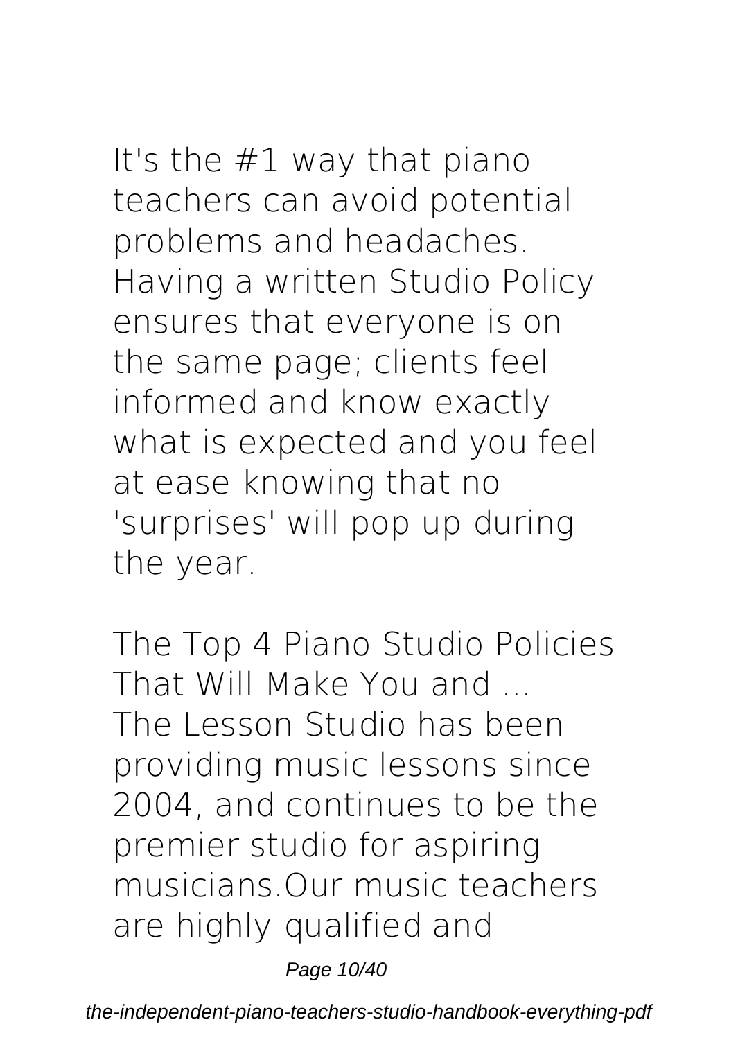It's the #1 way that piano teachers can avoid potential problems and headaches. Having a written Studio Policy ensures that everyone is on the same page; clients feel informed and know exactly what is expected and you feel at ease knowing that no 'surprises' will pop up during the year.

**The Top 4 Piano Studio Policies That Will Make You and ...**

The Lesson Studio has been providing music lessons since 2004, and continues to be the premier studio for aspiring musicians.Our music teachers are highly qualified and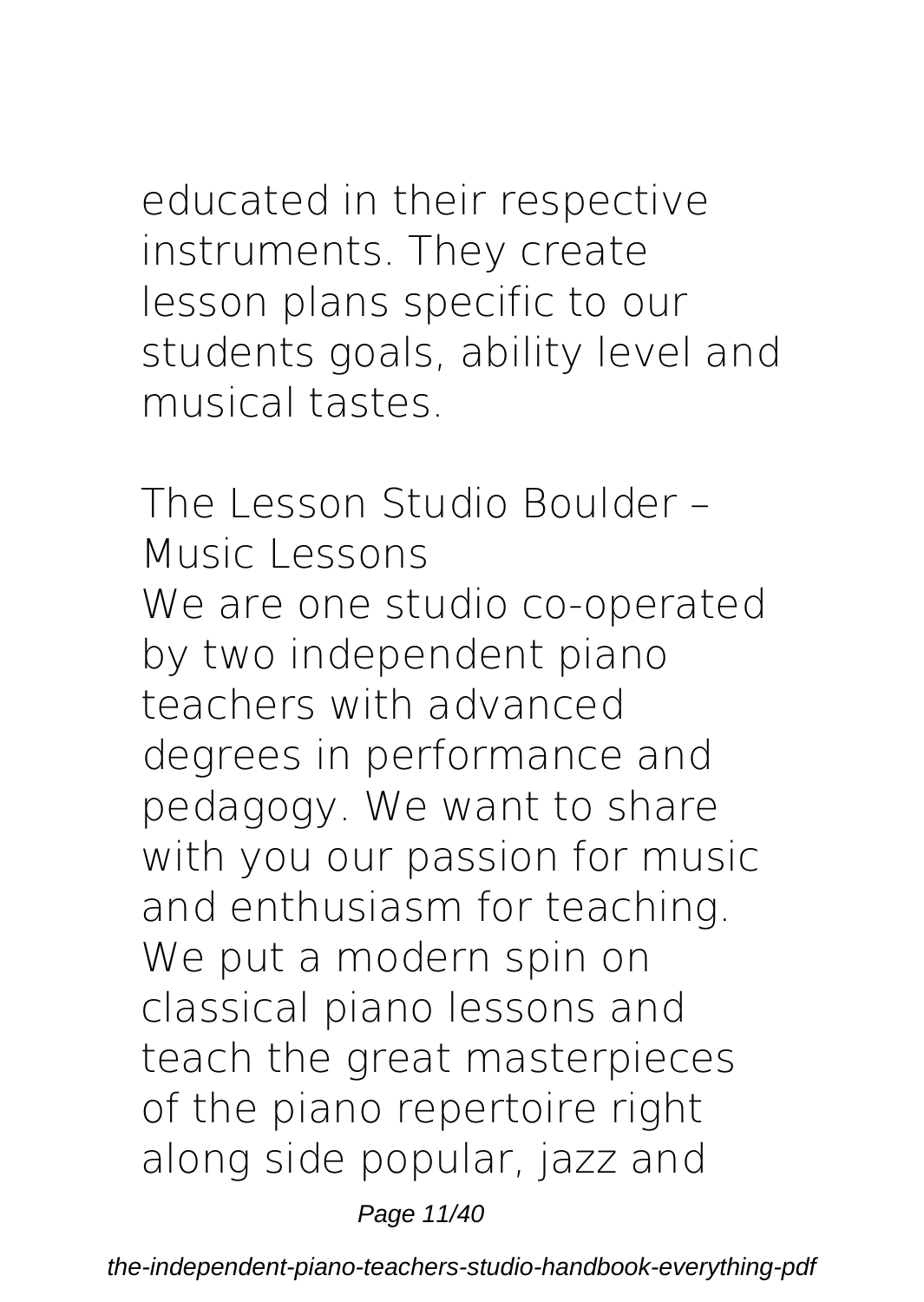educated in their respective instruments. They create lesson plans specific to our students goals, ability level and musical tastes.

**The Lesson Studio Boulder – Music Lessons**

We are one studio co-operated by two independent piano teachers with advanced degrees in performance and pedagogy. We want to share with you our passion for music and enthusiasm for teaching. We put a modern spin on classical piano lessons and teach the great masterpieces of the piano repertoire right along side popular, jazz and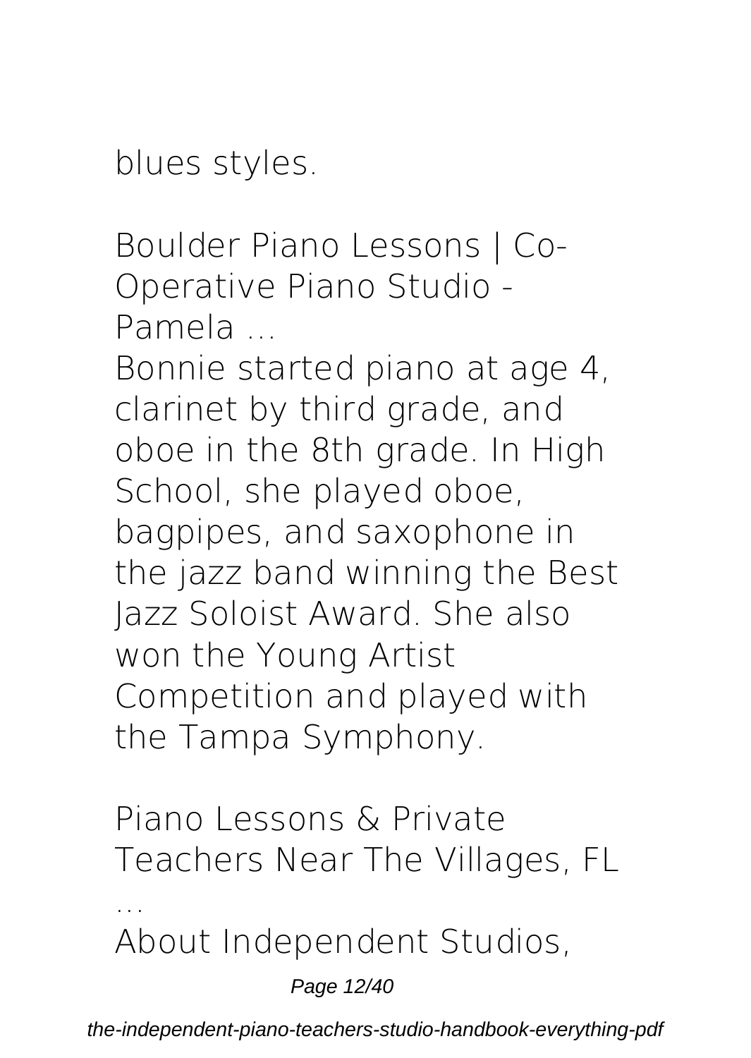blues styles.

**Boulder Piano Lessons | Co-Operative Piano Studio - Pamela ...**

Bonnie started piano at age 4, clarinet by third grade, and oboe in the 8th grade. In High School, she played oboe, bagpipes, and saxophone in the jazz band winning the Best Jazz Soloist Award. She also won the Young Artist Competition and played with the Tampa Symphony.

**Piano Lessons & Private Teachers Near The Villages, FL ...**

About Independent Studios,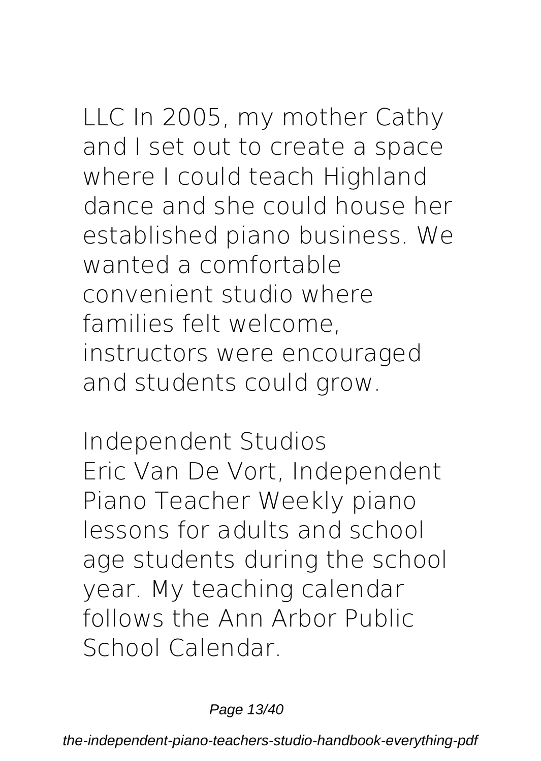LLC In 2005, my mother Cathy and I set out to create a space where I could teach Highland dance and she could house her established piano business. We wanted a comfortable convenient studio where families felt welcome, instructors were encouraged and students could grow.

**Independent Studios**

Eric Van De Vort, Independent Piano Teacher Weekly piano lessons for adults and school age students during the school year. My teaching calendar follows the Ann Arbor Public School Calendar.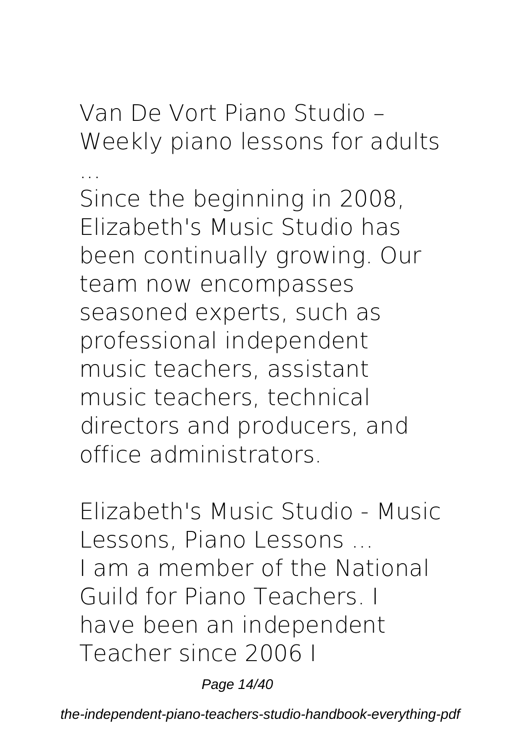**Van De Vort Piano Studio – Weekly piano lessons for adults ...**

Since the beginning in 2008, Elizabeth's Music Studio has been continually growing. Our team now encompasses seasoned experts, such as professional independent music teachers, assistant music teachers, technical directors and producers, and office administrators.

**Elizabeth's Music Studio - Music Lessons, Piano Lessons ...**

I am a member of the National Guild for Piano Teachers. I have been an independent Teacher since 2006 I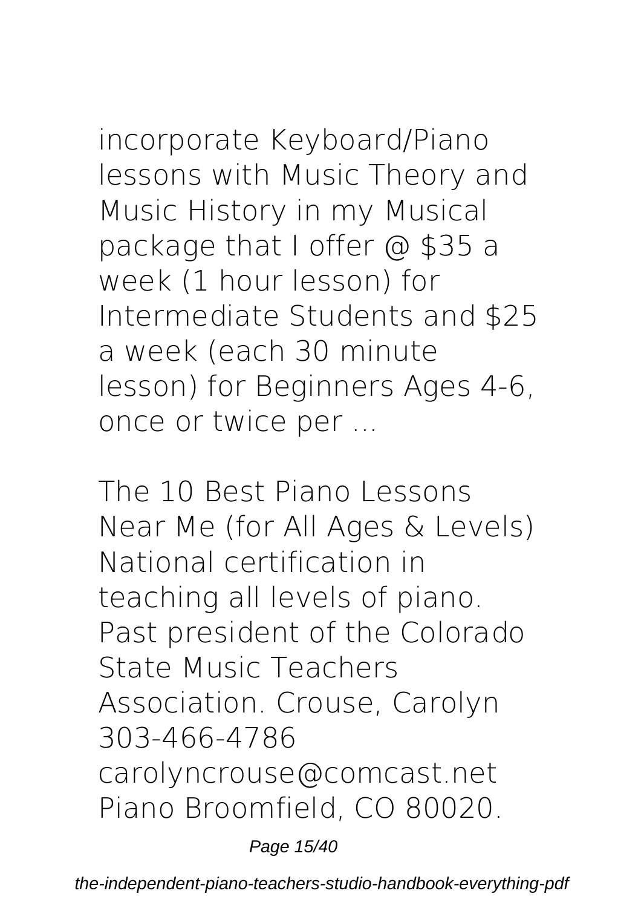incorporate Keyboard/Piano lessons with Music Theory and Music History in my Musical package that I offer @ $35 a week (1 hour lesson) for Intermediate Students and $25 a week (each 30 minute lesson) for Beginners Ages 4-6, once or twice per ...

**The 10 Best Piano Lessons Near Me (for All Ages & Levels)**
National certification in teaching all levels of piano. Past president of the Colorado State Music Teachers Association. Crouse, Carolyn 303-466-4786 carolyncrouse@comcast.net Piano Broomfield, CO 80020.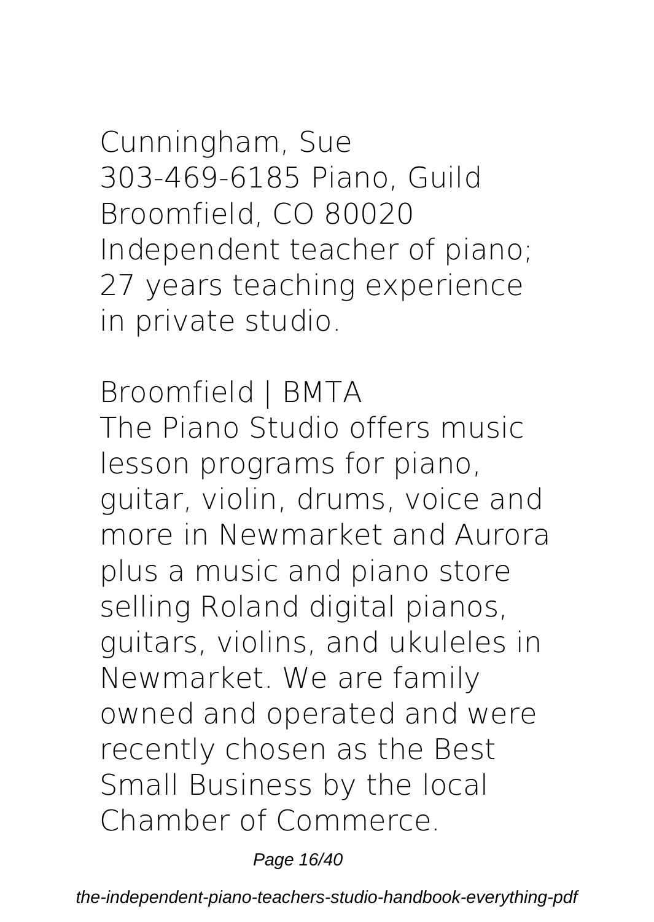Cunningham, Sue
303-469-6185 Piano, Guild
Broomfield, CO 80020
Independent teacher of piano; 27 years teaching experience in private studio.

**Broomfield | BMTA**

The Piano Studio offers music lesson programs for piano, guitar, violin, drums, voice and more in Newmarket and Aurora plus a music and piano store selling Roland digital pianos, guitars, violins, and ukuleles in Newmarket. We are family owned and operated and were recently chosen as the Best Small Business by the local Chamber of Commerce.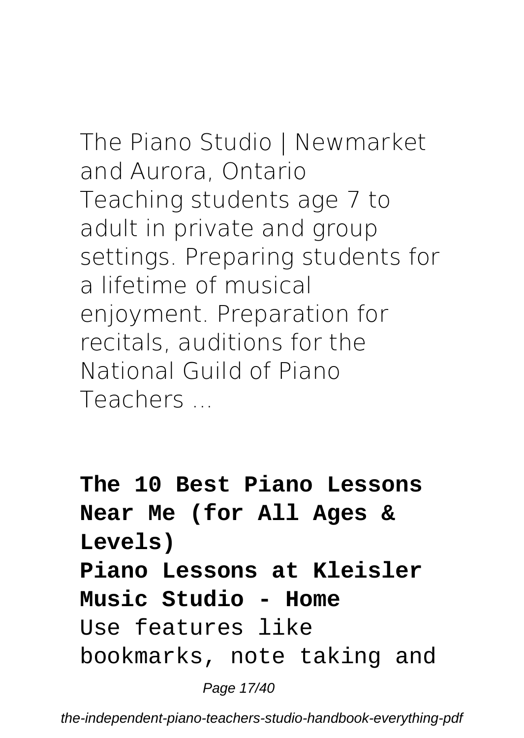The Piano Studio | Newmarket and Aurora, Ontario
Teaching students age 7 to adult in private and group settings. Preparing students for a lifetime of musical enjoyment. Preparation for recitals, auditions for the National Guild of Piano Teachers ...

**The 10 Best Piano Lessons Near Me (for All Ages & Levels)**
**Piano Lessons at Kleisler Music Studio - Home**
Use features like bookmarks, note taking and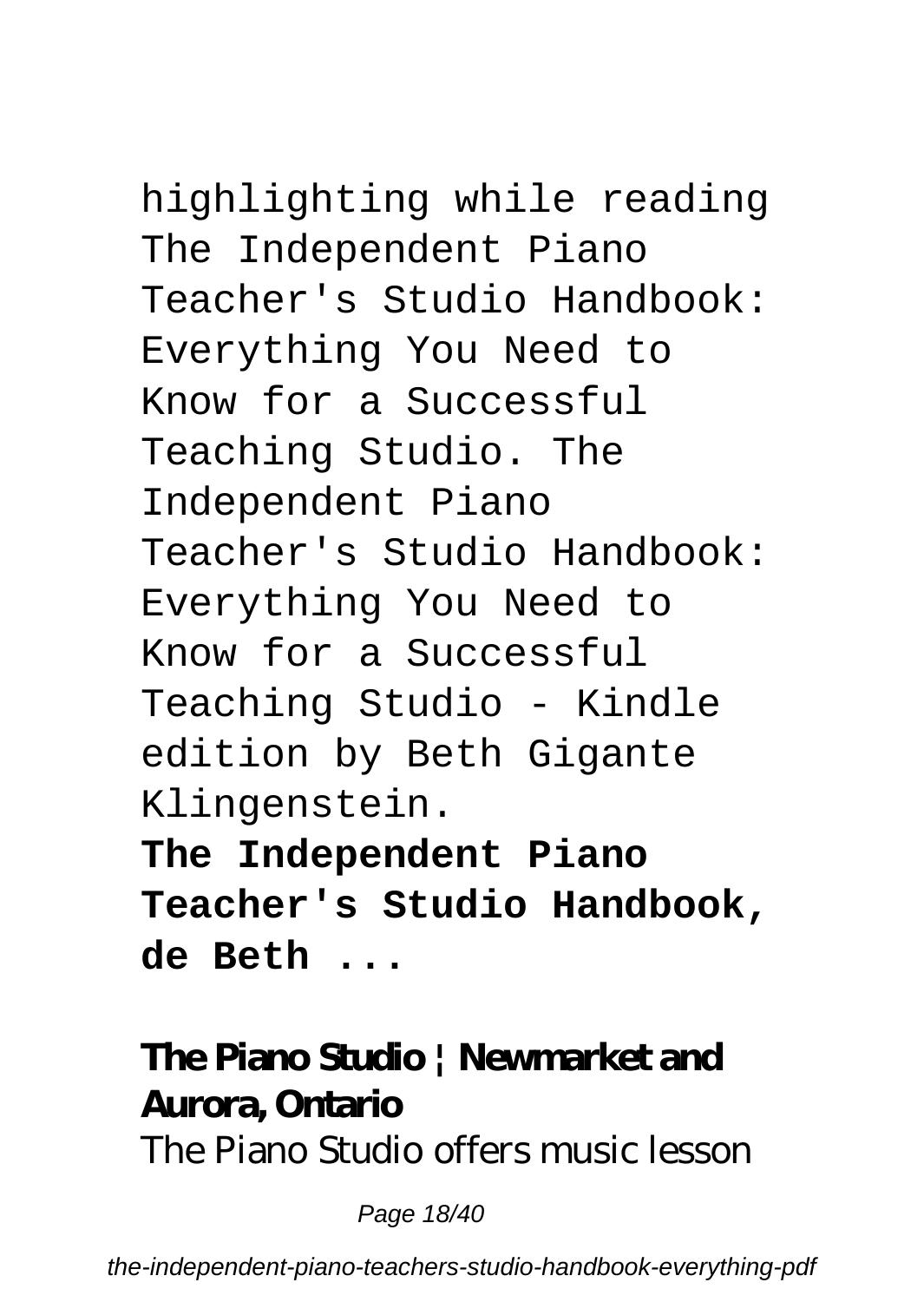highlighting while reading The Independent Piano Teacher's Studio Handbook: Everything You Need to Know for a Successful Teaching Studio. The Independent Piano Teacher's Studio Handbook: Everything You Need to Know for a Successful Teaching Studio - Kindle edition by Beth Gigante Klingenstein.

**The Independent Piano Teacher's Studio Handbook, de Beth ...**

**The Piano Studio | Newmarket and Aurora, Ontario**

The Piano Studio offers music lesson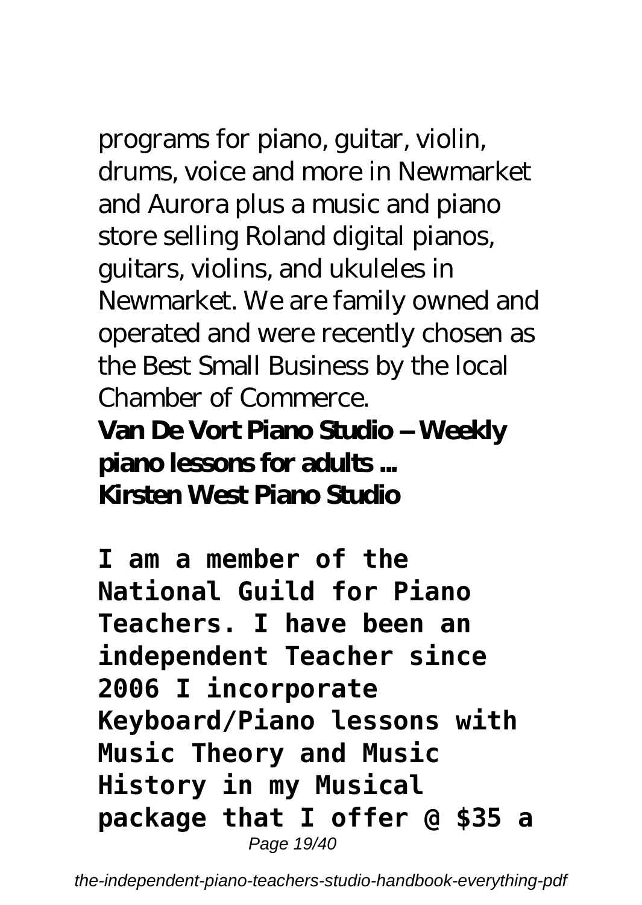programs for piano, guitar, violin, drums, voice and more in Newmarket and Aurora plus a music and piano store selling Roland digital pianos, guitars, violins, and ukuleles in Newmarket. We are family owned and operated and were recently chosen as the Best Small Business by the local Chamber of Commerce.

**Van De Vort Piano Studio – Weekly piano lessons for adults ...**
**Kirsten West Piano Studio**

**I am a member of the National Guild for Piano Teachers. I have been an independent Teacher since 2006 I incorporate Keyboard/Piano lessons with Music Theory and Music History in my Musical package that I offer @ $35 a**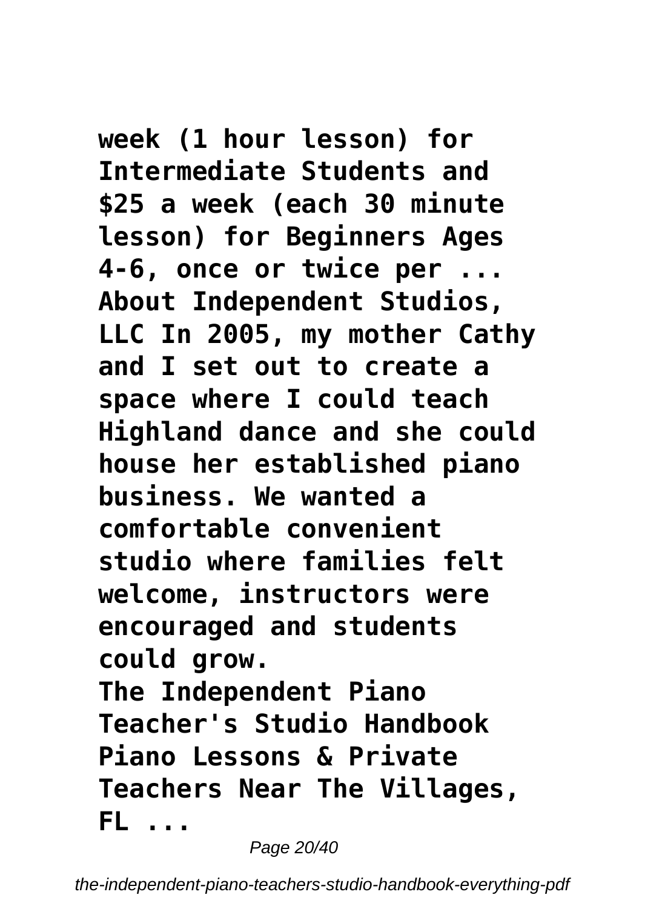**week (1 hour lesson) for Intermediate Students and $25 a week (each 30 minute lesson) for Beginners Ages 4-6, once or twice per ...**
**About Independent Studios, LLC In 2005, my mother Cathy and I set out to create a space where I could teach Highland dance and she could house her established piano business. We wanted a comfortable convenient studio where families felt welcome, instructors were encouraged and students could grow.**
**The Independent Piano Teacher's Studio Handbook**
**Piano Lessons & Private Teachers Near The Villages, FL ...**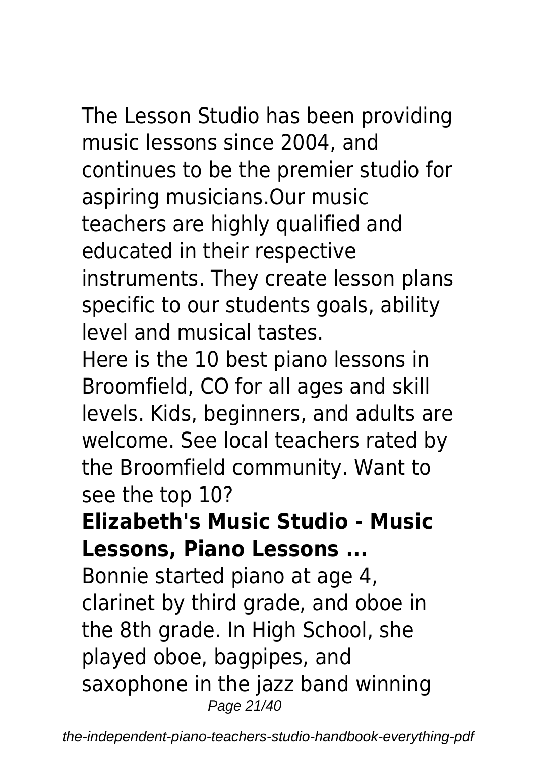The Lesson Studio has been providing music lessons since 2004, and continues to be the premier studio for aspiring musicians.Our music teachers are highly qualified and educated in their respective instruments. They create lesson plans specific to our students goals, ability level and musical tastes.

Here is the 10 best piano lessons in Broomfield, CO for all ages and skill levels. Kids, beginners, and adults are welcome. See local teachers rated by the Broomfield community. Want to see the top 10?

**Elizabeth's Music Studio - Music Lessons, Piano Lessons ...**

Bonnie started piano at age 4, clarinet by third grade, and oboe in the 8th grade. In High School, she played oboe, bagpipes, and saxophone in the jazz band winning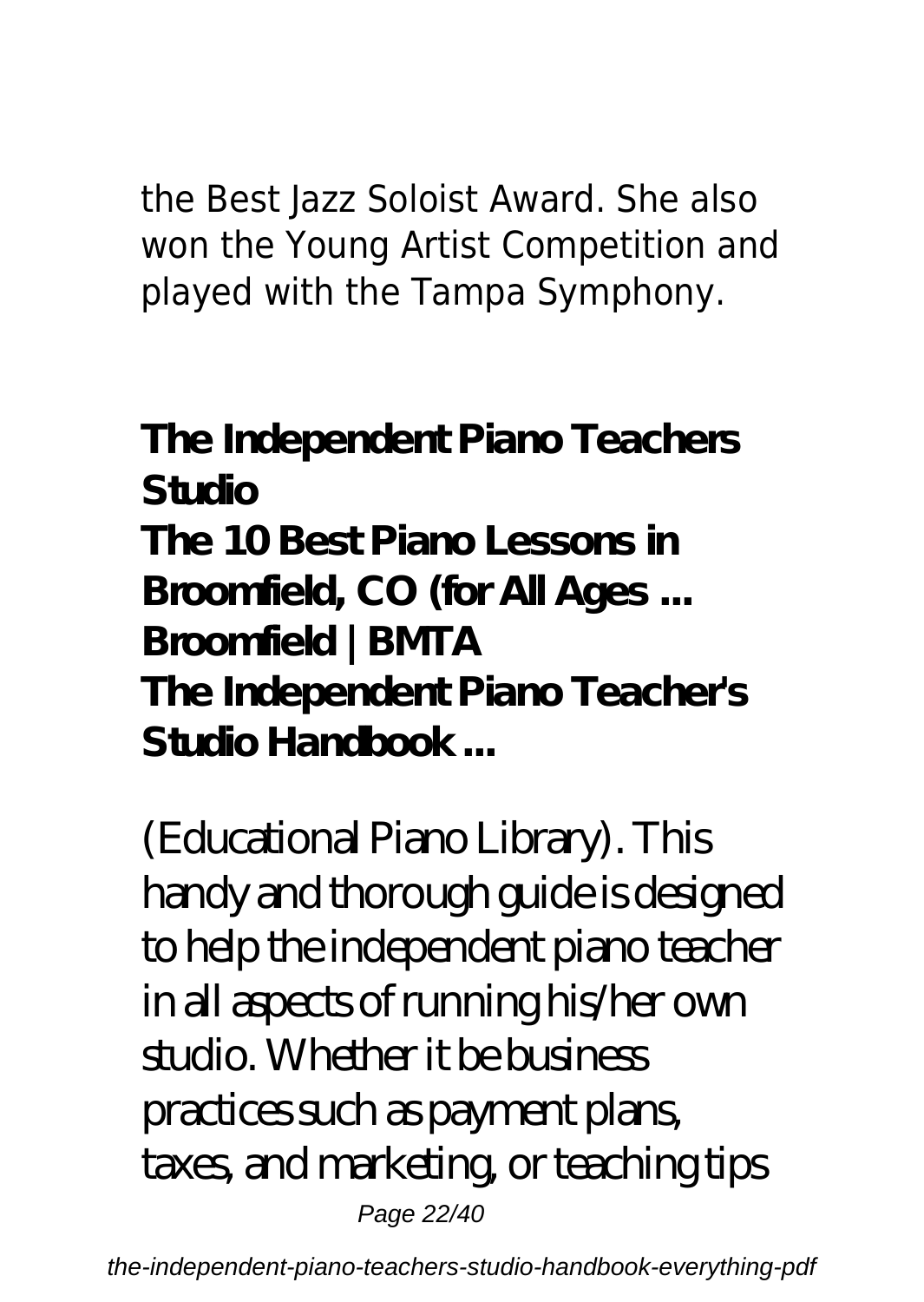the Best Jazz Soloist Award. She also won the Young Artist Competition and played with the Tampa Symphony.

**The Independent Piano Teachers Studio**
**The 10 Best Piano Lessons in Broomfield, CO (for All Ages ...**
**Broomfield | BMTA**
**The Independent Piano Teacher's Studio Handbook ...**

(Educational Piano Library). This handy and thorough guide is designed to help the independent piano teacher in all aspects of running his/her own studio. Whether it be business practices such as payment plans, taxes, and marketing, or teaching tips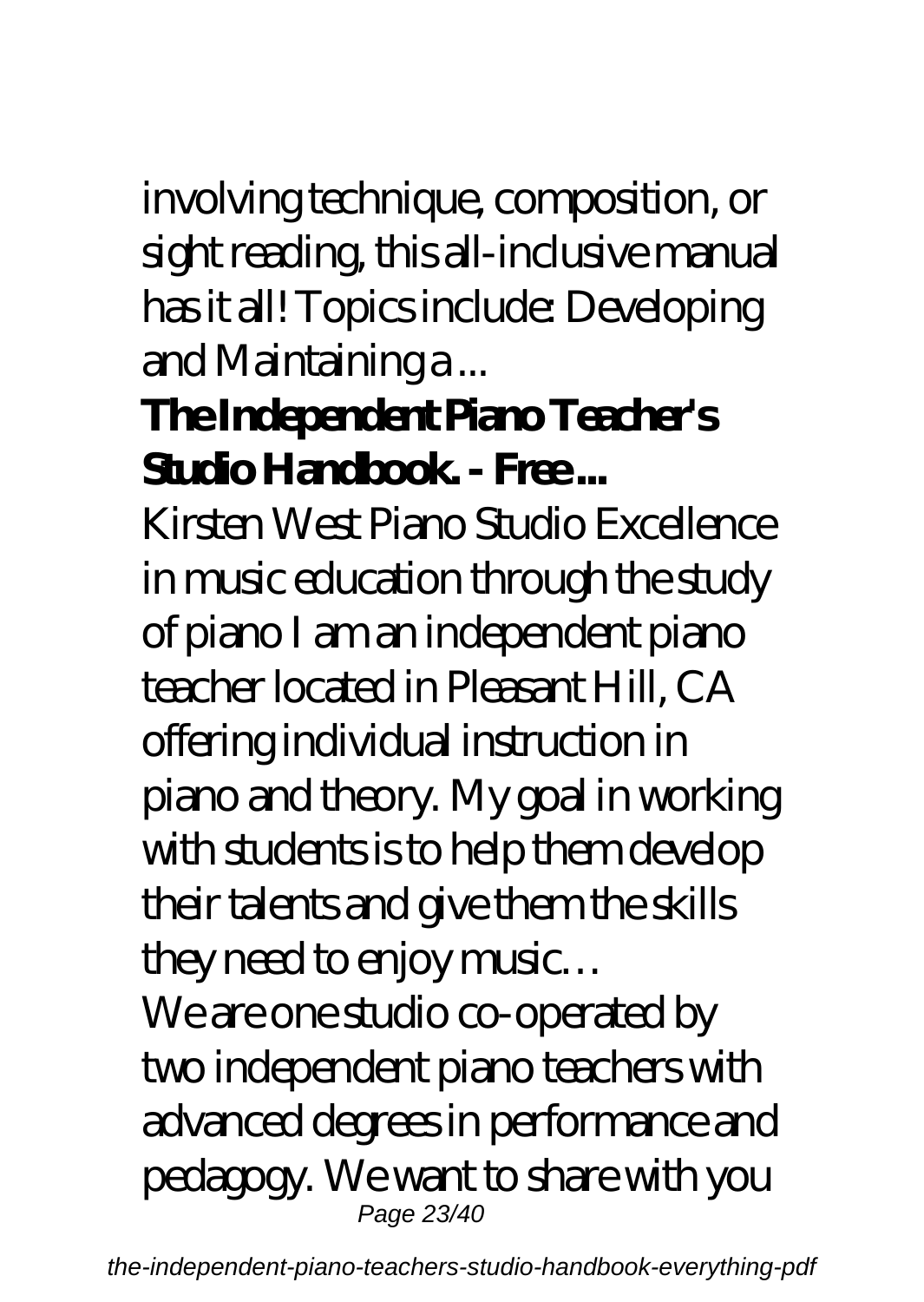involving technique, composition, or sight reading, this all-inclusive manual has it all! Topics include: Developing and Maintaining a ...

**The Independent Piano Teacher's Studio Handbook. - Free ...**

Kirsten West Piano Studio Excellence in music education through the study of piano I am an independent piano teacher located in Pleasant Hill, CA offering individual instruction in piano and theory. My goal in working with students is to help them develop their talents and give them the skills they need to enjoy music…

We are one studio co-operated by two independent piano teachers with advanced degrees in performance and pedagogy. We want to share with you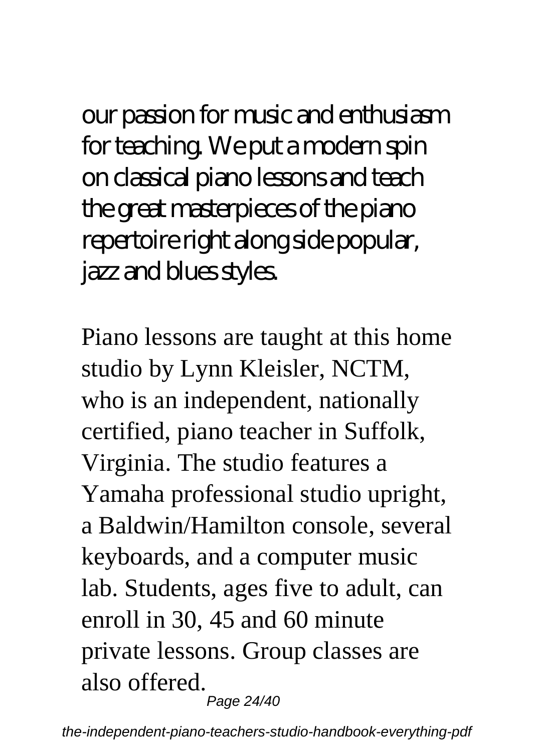our passion for music and enthusiasm for teaching. We put a modern spin on classical piano lessons and teach the great masterpieces of the piano repertoire right along side popular, jazz and blues styles.

Piano lessons are taught at this home studio by Lynn Kleisler, NCTM, who is an independent, nationally certified, piano teacher in Suffolk, Virginia. The studio features a Yamaha professional studio upright, a Baldwin/Hamilton console, several keyboards, and a computer music lab. Students, ages five to adult, can enroll in 30, 45 and 60 minute private lessons. Group classes are also offered.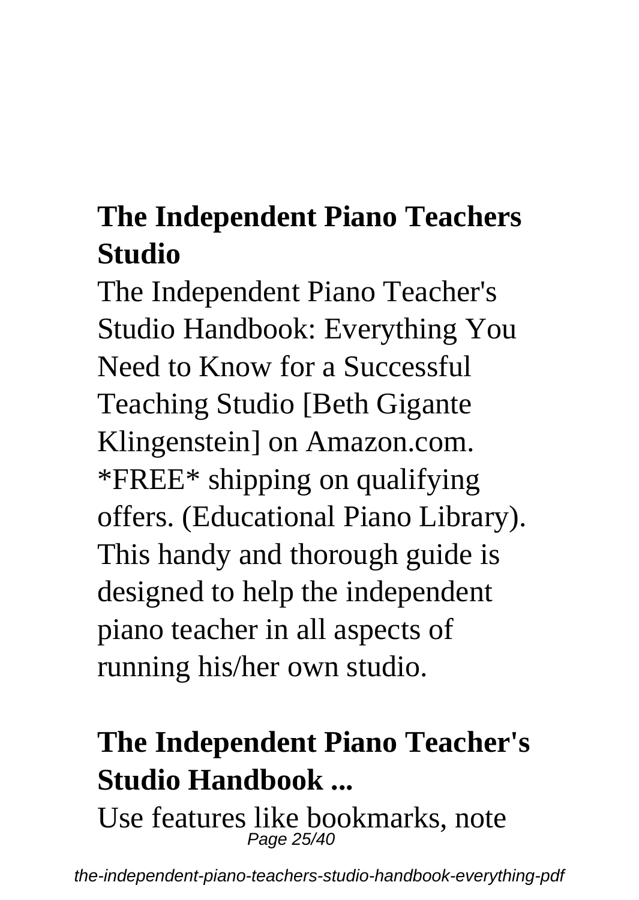## The Independent Piano Teachers Studio

The Independent Piano Teacher's Studio Handbook: Everything You Need to Know for a Successful Teaching Studio [Beth Gigante Klingenstein] on Amazon.com. *FREE* shipping on qualifying offers. (Educational Piano Library). This handy and thorough guide is designed to help the independent piano teacher in all aspects of running his/her own studio.

## The Independent Piano Teacher's Studio Handbook ...

Use features like bookmarks, note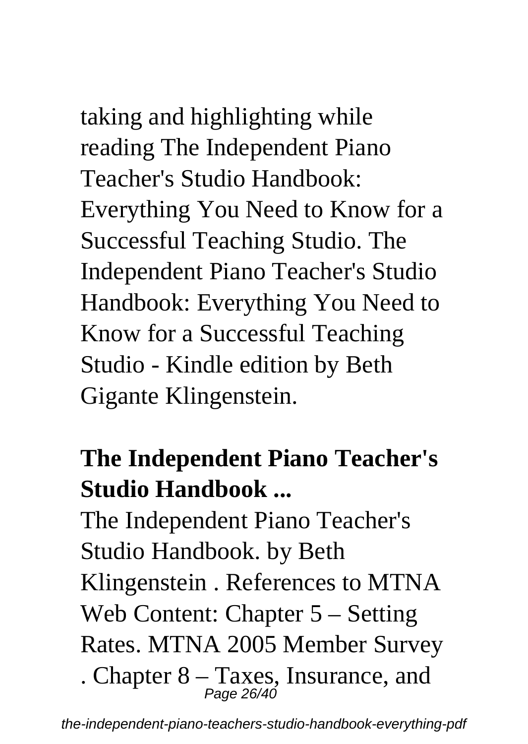taking and highlighting while reading The Independent Piano Teacher's Studio Handbook: Everything You Need to Know for a Successful Teaching Studio. The Independent Piano Teacher's Studio Handbook: Everything You Need to Know for a Successful Teaching Studio - Kindle edition by Beth Gigante Klingenstein.

**The Independent Piano Teacher's Studio Handbook ...**

The Independent Piano Teacher's Studio Handbook. by Beth Klingenstein . References to MTNA Web Content: Chapter 5 – Setting Rates. MTNA 2005 Member Survey . Chapter 8 – Taxes, Insurance, and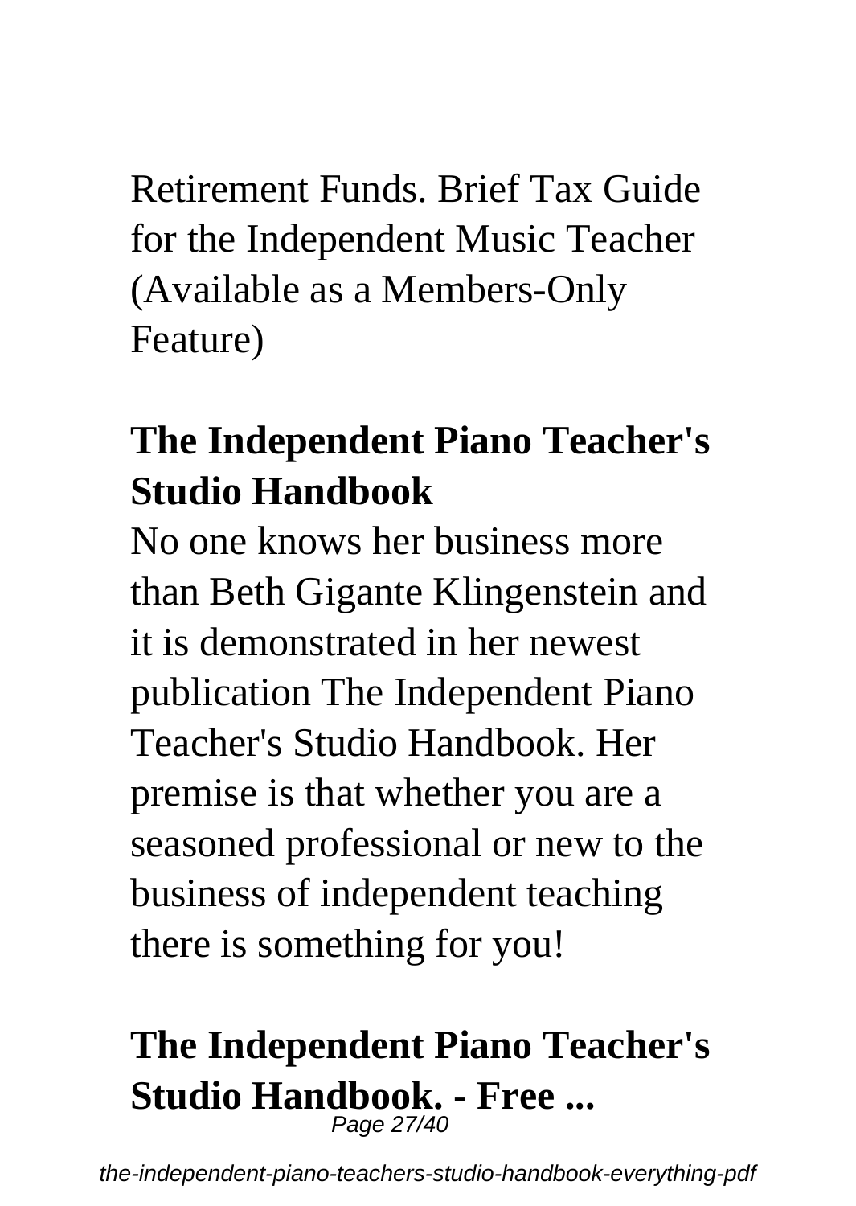Retirement Funds. Brief Tax Guide for the Independent Music Teacher (Available as a Members-Only Feature)

## The Independent Piano Teacher's Studio Handbook

No one knows her business more than Beth Gigante Klingenstein and it is demonstrated in her newest publication The Independent Piano Teacher's Studio Handbook. Her premise is that whether you are a seasoned professional or new to the business of independent teaching there is something for you!

## The Independent Piano Teacher's Studio Handbook. - Free ...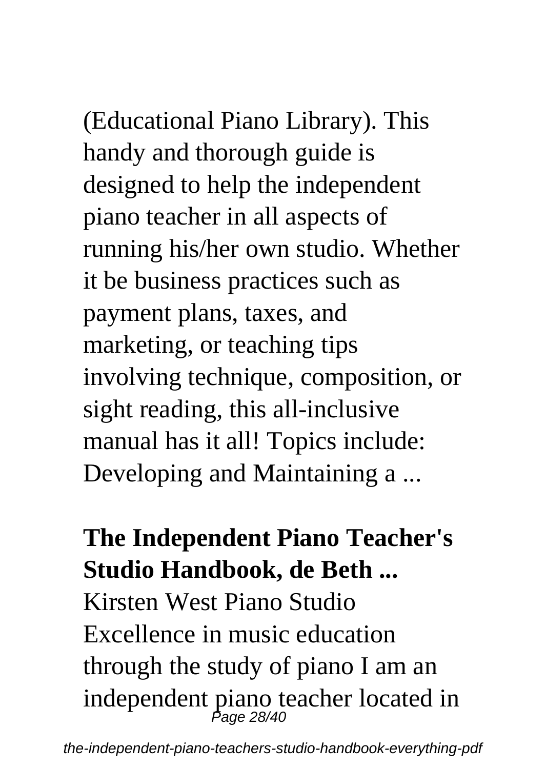(Educational Piano Library). This handy and thorough guide is designed to help the independent piano teacher in all aspects of running his/her own studio. Whether it be business practices such as payment plans, taxes, and marketing, or teaching tips involving technique, composition, or sight reading, this all-inclusive manual has it all! Topics include: Developing and Maintaining a ...

**The Independent Piano Teacher's Studio Handbook, de Beth ...**

Kirsten West Piano Studio Excellence in music education through the study of piano I am an independent piano teacher located in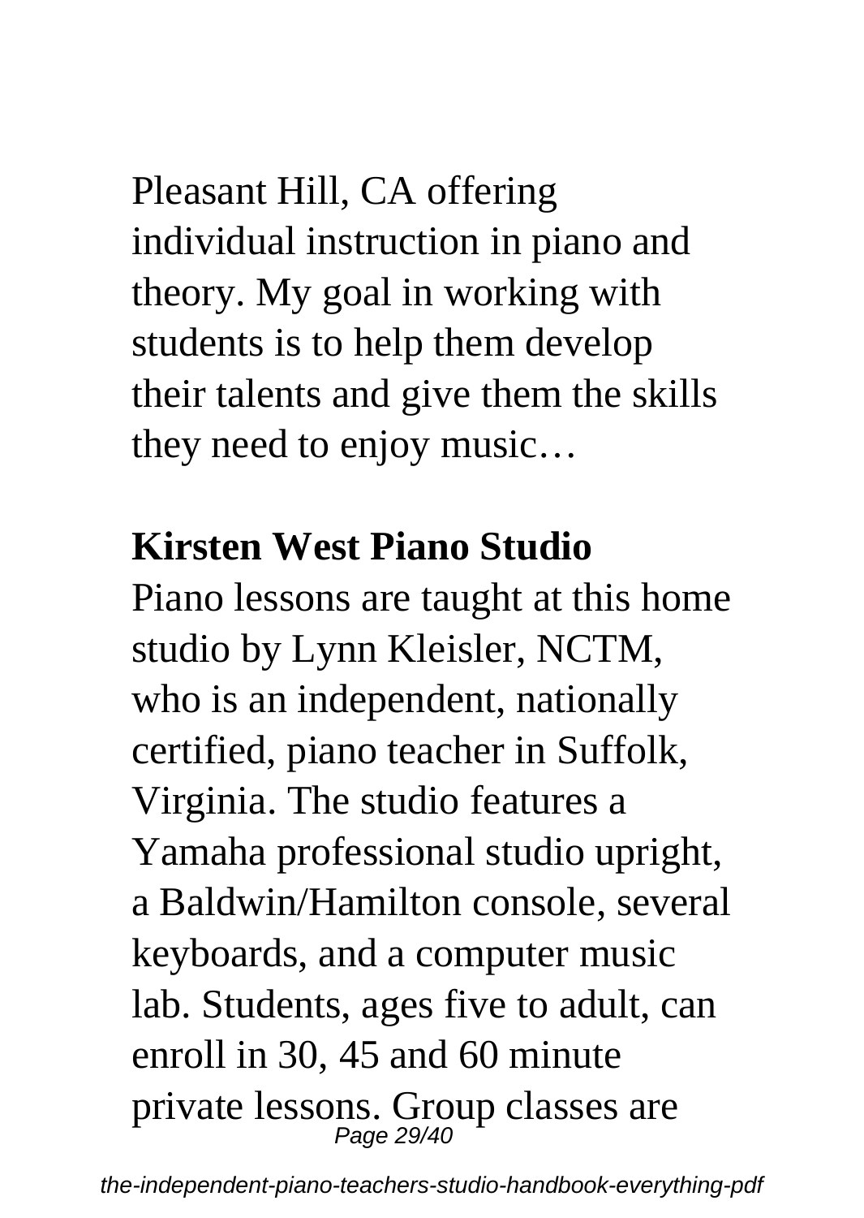Pleasant Hill, CA offering individual instruction in piano and theory. My goal in working with students is to help them develop their talents and give them the skills they need to enjoy music…

**Kirsten West Piano Studio**

Piano lessons are taught at this home studio by Lynn Kleisler, NCTM, who is an independent, nationally certified, piano teacher in Suffolk, Virginia. The studio features a Yamaha professional studio upright, a Baldwin/Hamilton console, several keyboards, and a computer music lab. Students, ages five to adult, can enroll in 30, 45 and 60 minute private lessons. Group classes are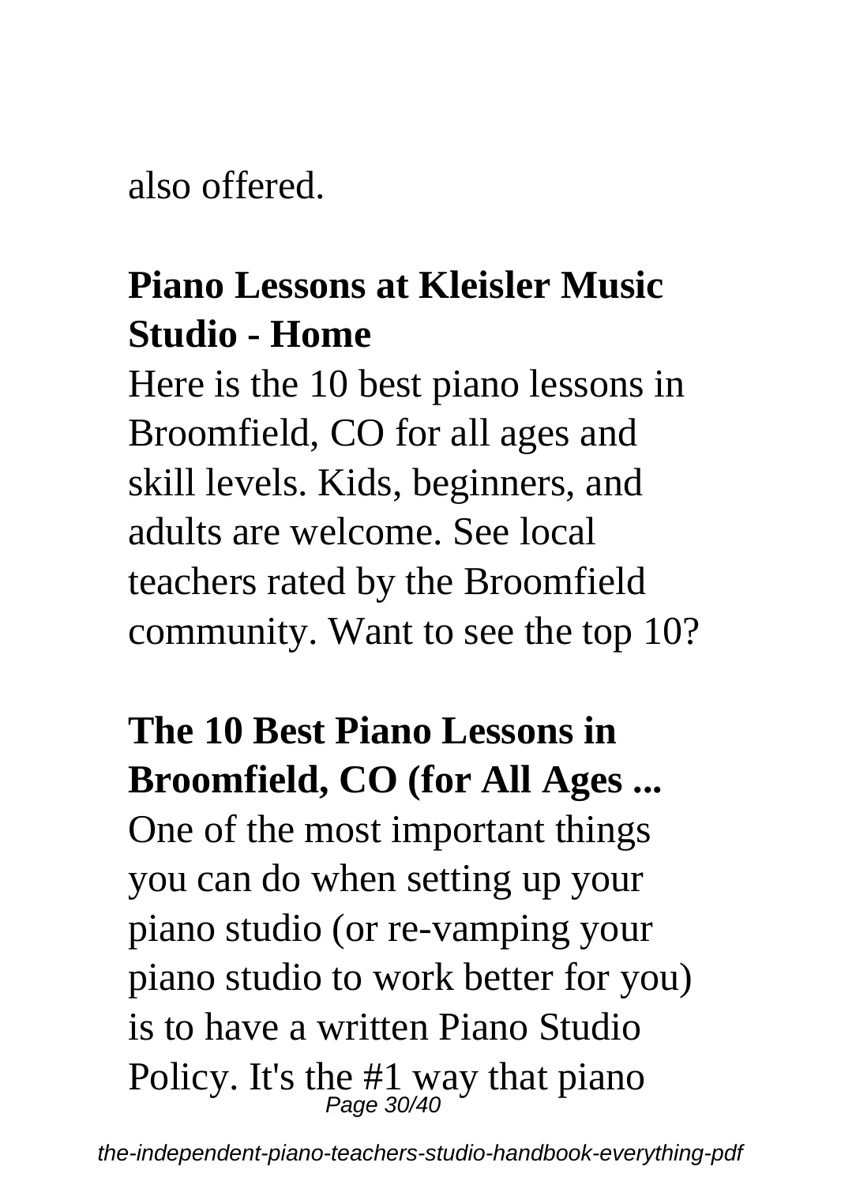also offered.

## Piano Lessons at Kleisler Music Studio - Home

Here is the 10 best piano lessons in Broomfield, CO for all ages and skill levels. Kids, beginners, and adults are welcome. See local teachers rated by the Broomfield community. Want to see the top 10?

## The 10 Best Piano Lessons in Broomfield, CO (for All Ages ...

One of the most important things you can do when setting up your piano studio (or re-vamping your piano studio to work better for you) is to have a written Piano Studio Policy. It's the #1 way that piano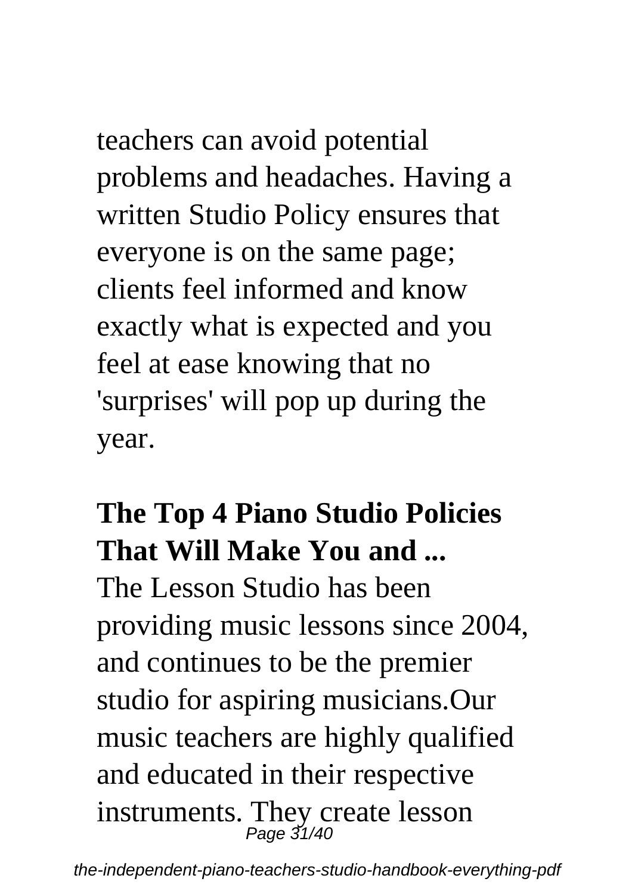teachers can avoid potential problems and headaches. Having a written Studio Policy ensures that everyone is on the same page; clients feel informed and know exactly what is expected and you feel at ease knowing that no 'surprises' will pop up during the year.

**The Top 4 Piano Studio Policies That Will Make You and ...**

The Lesson Studio has been providing music lessons since 2004, and continues to be the premier studio for aspiring musicians.Our music teachers are highly qualified and educated in their respective instruments. They create lesson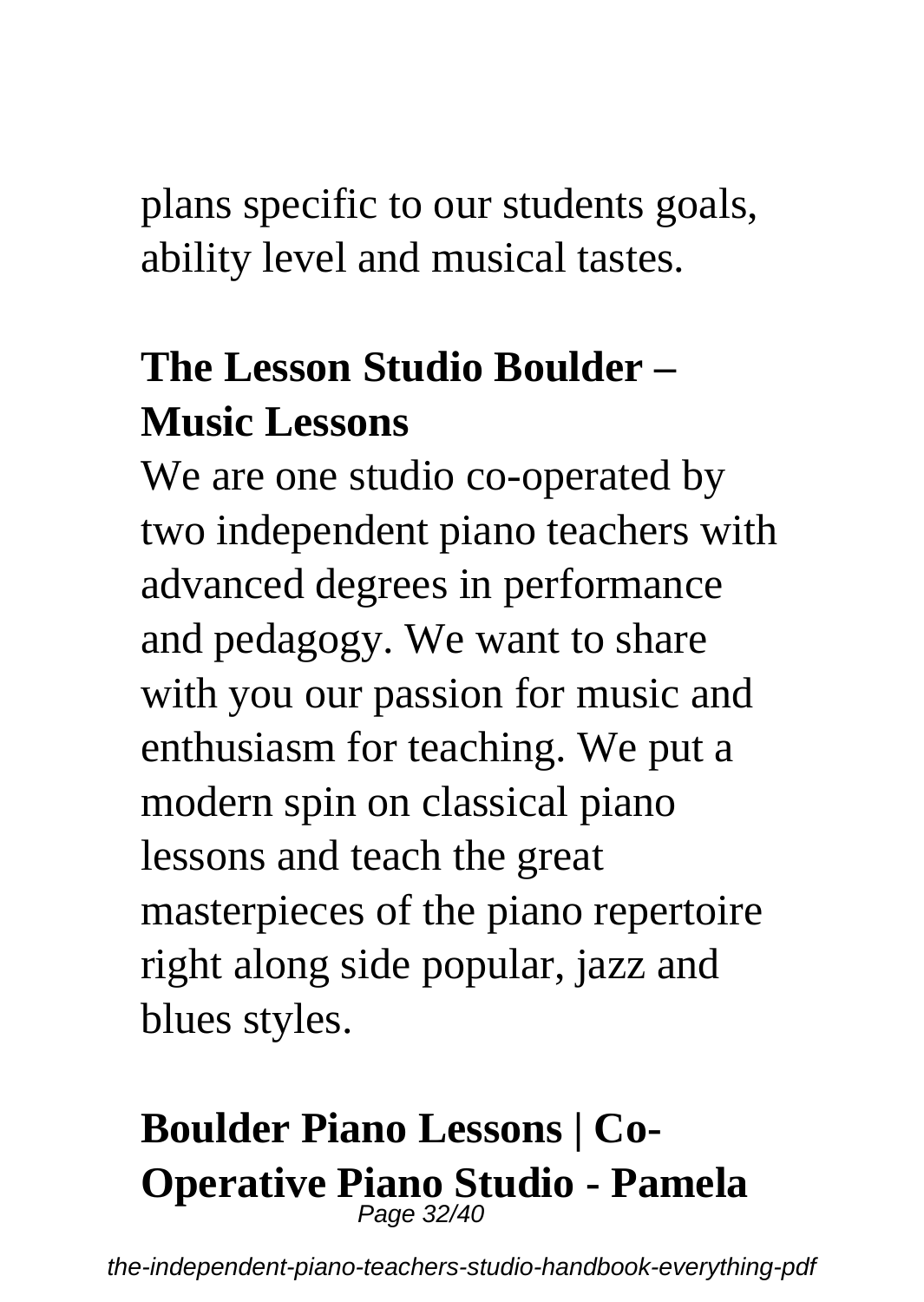plans specific to our students goals, ability level and musical tastes.

## The Lesson Studio Boulder – Music Lessons

We are one studio co-operated by two independent piano teachers with advanced degrees in performance and pedagogy. We want to share with you our passion for music and enthusiasm for teaching. We put a modern spin on classical piano lessons and teach the great masterpieces of the piano repertoire right along side popular, jazz and blues styles.

## Boulder Piano Lessons | Co-Operative Piano Studio - Pamela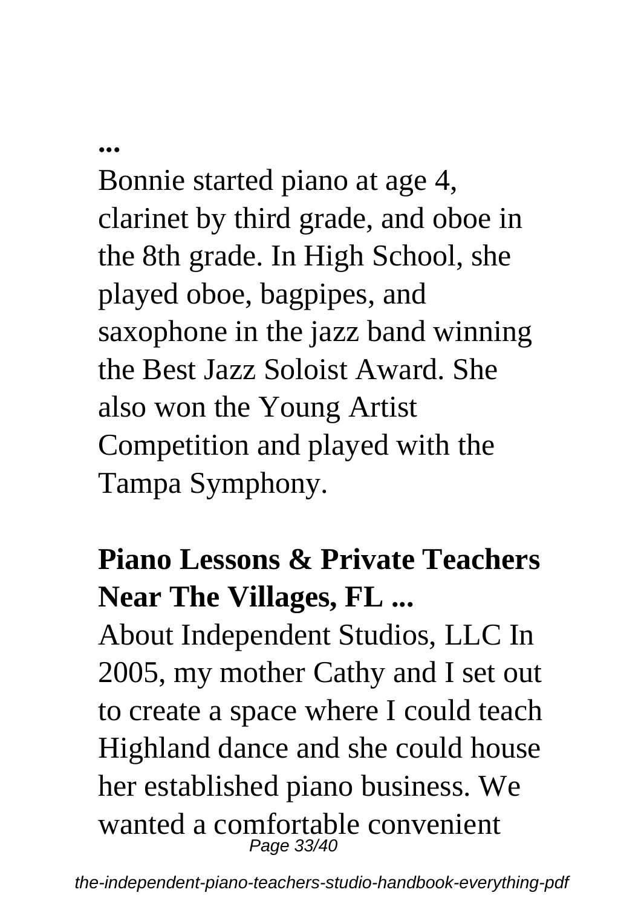**...**

Bonnie started piano at age 4, clarinet by third grade, and oboe in the 8th grade. In High School, she played oboe, bagpipes, and saxophone in the jazz band winning the Best Jazz Soloist Award. She also won the Young Artist Competition and played with the Tampa Symphony.

**Piano Lessons & Private Teachers Near The Villages, FL ...**

About Independent Studios, LLC In 2005, my mother Cathy and I set out to create a space where I could teach Highland dance and she could house her established piano business. We wanted a comfortable convenient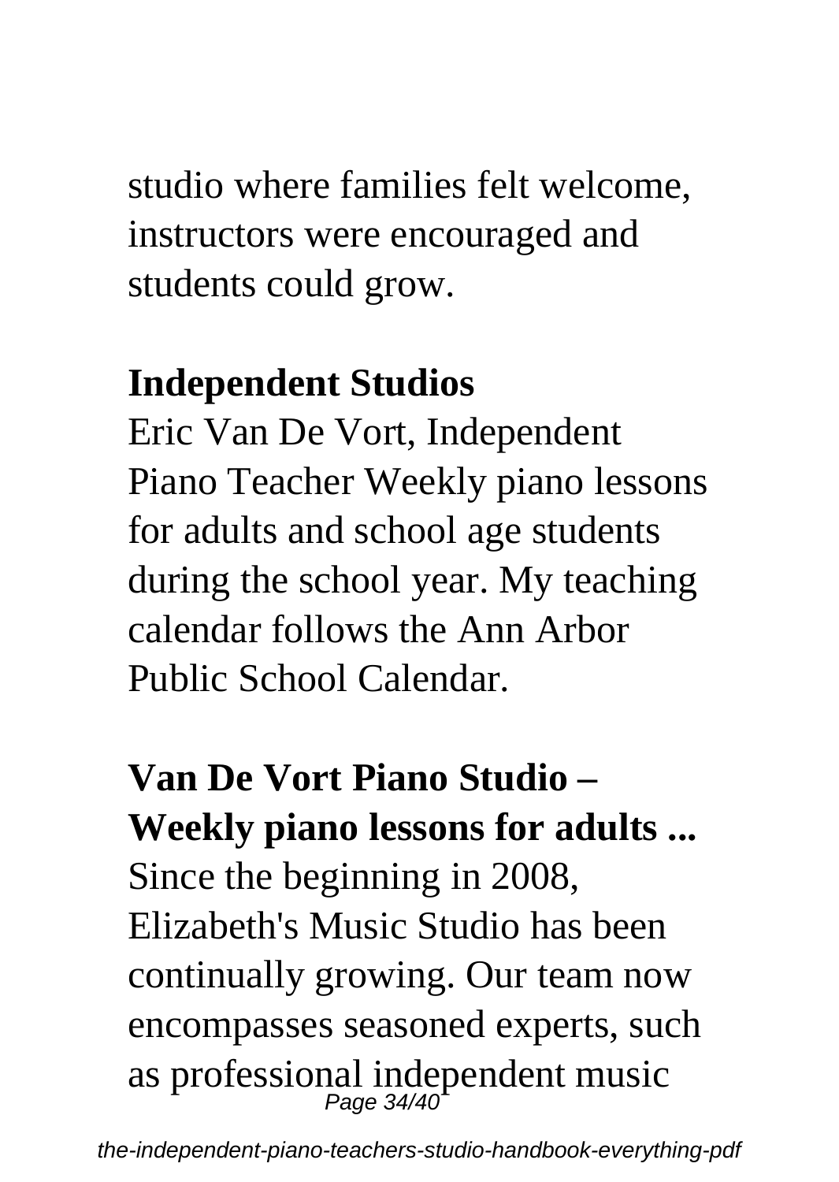studio where families felt welcome, instructors were encouraged and students could grow.

**Independent Studios**

Eric Van De Vort, Independent Piano Teacher Weekly piano lessons for adults and school age students during the school year. My teaching calendar follows the Ann Arbor Public School Calendar.

**Van De Vort Piano Studio – Weekly piano lessons for adults ...**

Since the beginning in 2008, Elizabeth's Music Studio has been continually growing. Our team now encompasses seasoned experts, such as professional independent music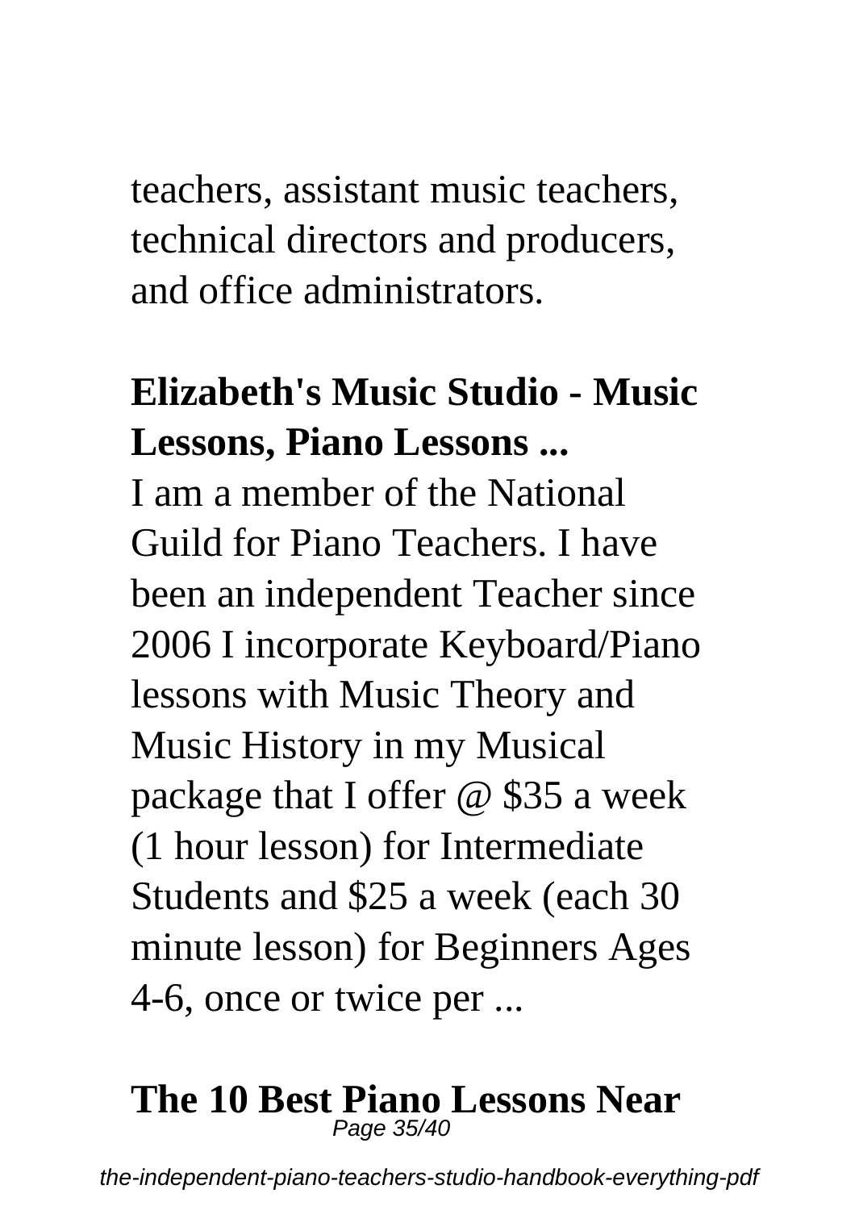teachers, assistant music teachers, technical directors and producers, and office administrators.

## Elizabeth's Music Studio - Music Lessons, Piano Lessons ...

I am a member of the National Guild for Piano Teachers. I have been an independent Teacher since 2006 I incorporate Keyboard/Piano lessons with Music Theory and Music History in my Musical package that I offer @ $35 a week (1 hour lesson) for Intermediate Students and $25 a week (each 30 minute lesson) for Beginners Ages 4-6, once or twice per ...

## The 10 Best Piano Lessons Near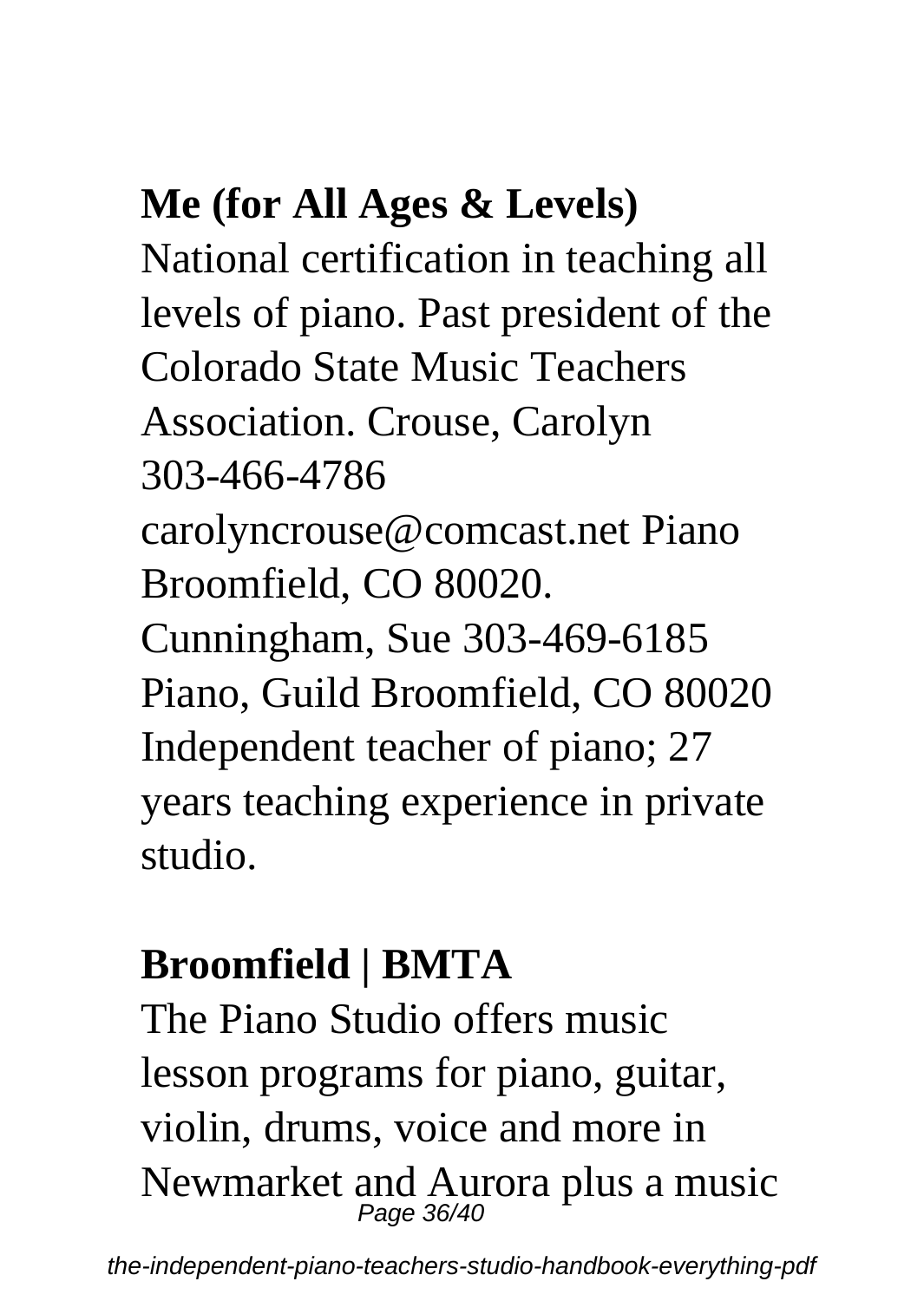## Me (for All Ages & Levels)

National certification in teaching all levels of piano. Past president of the Colorado State Music Teachers Association. Crouse, Carolyn 303-466-4786 carolyncrouse@comcast.net Piano Broomfield, CO 80020. Cunningham, Sue 303-469-6185 Piano, Guild Broomfield, CO 80020 Independent teacher of piano; 27 years teaching experience in private studio.

## Broomfield | BMTA

The Piano Studio offers music lesson programs for piano, guitar, violin, drums, voice and more in Newmarket and Aurora plus a music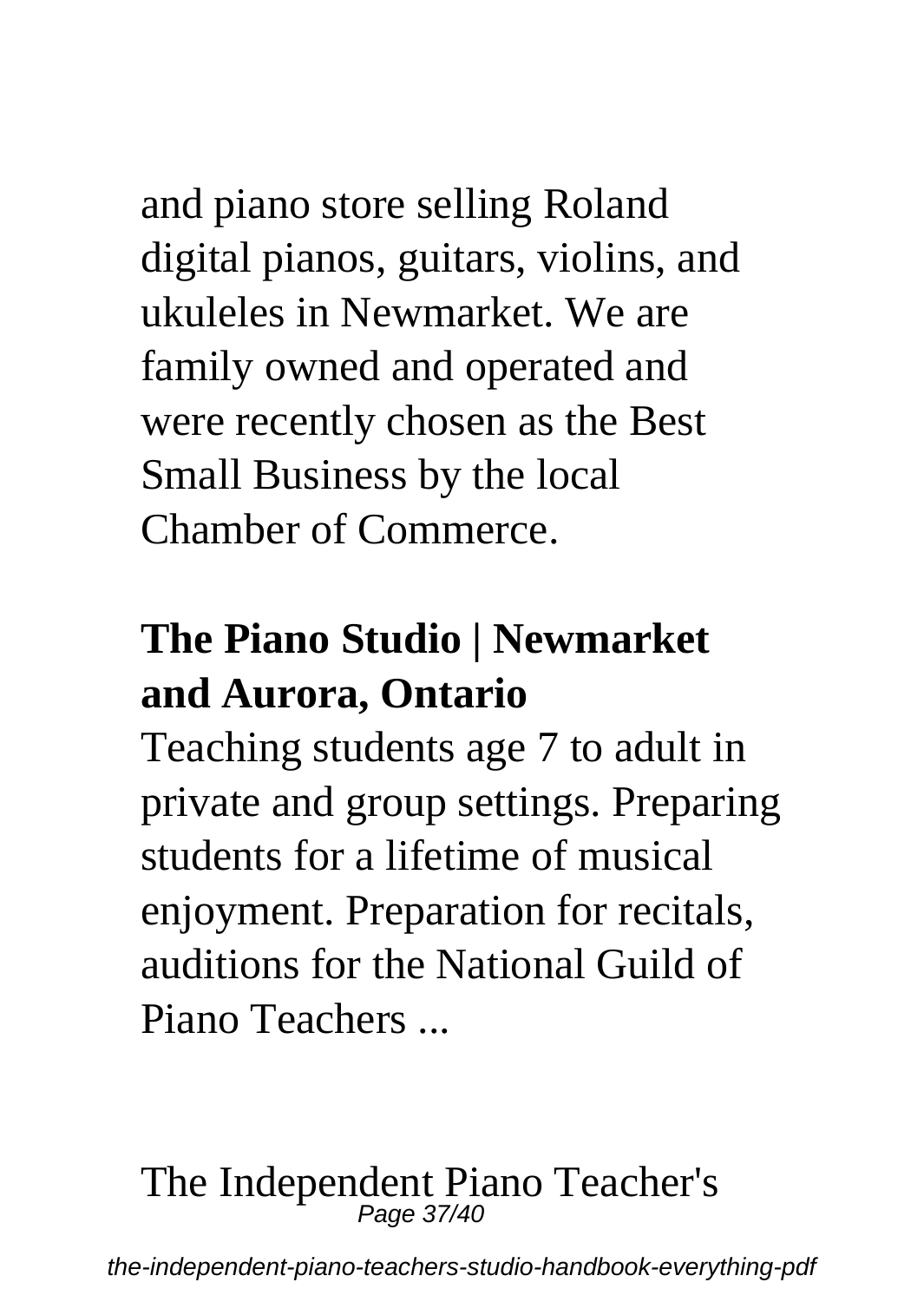and piano store selling Roland digital pianos, guitars, violins, and ukuleles in Newmarket. We are family owned and operated and were recently chosen as the Best Small Business by the local Chamber of Commerce.

## The Piano Studio | Newmarket and Aurora, Ontario

Teaching students age 7 to adult in private and group settings. Preparing students for a lifetime of musical enjoyment. Preparation for recitals, auditions for the National Guild of Piano Teachers ...

The Independent Piano Teacher's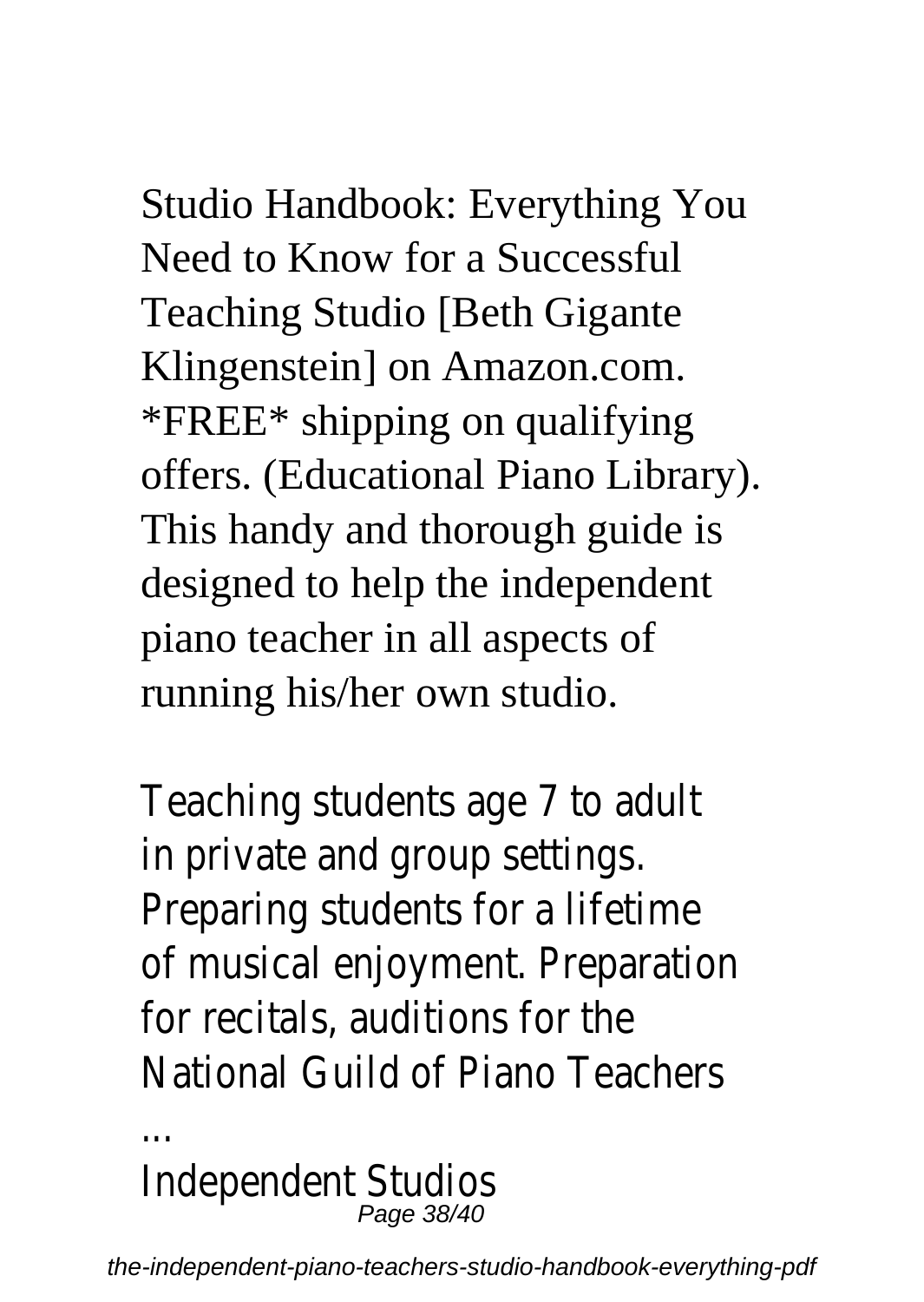Studio Handbook: Everything You Need to Know for a Successful Teaching Studio [Beth Gigante Klingenstein] on Amazon.com. *FREE* shipping on qualifying offers. (Educational Piano Library). This handy and thorough guide is designed to help the independent piano teacher in all aspects of running his/her own studio.

Teaching students age 7 to adult in private and group settings. Preparing students for a lifetime of musical enjoyment. Preparation for recitals, auditions for the National Guild of Piano Teachers ...

Independent Studios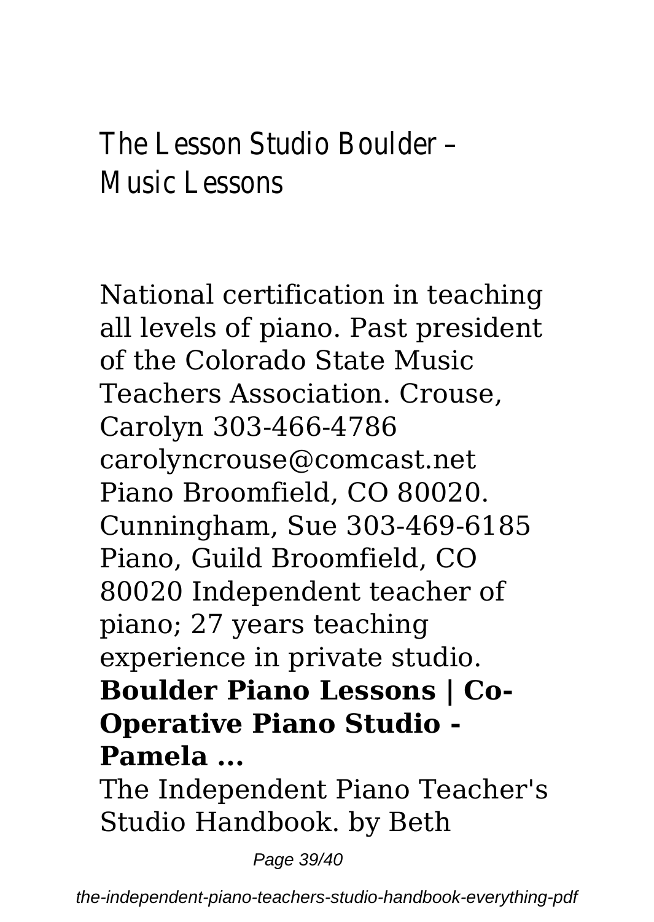## The Lesson Studio Boulder – Music Lessons

National certification in teaching all levels of piano. Past president of the Colorado State Music Teachers Association. Crouse, Carolyn 303-466-4786 carolyncrouse@comcast.net Piano Broomfield, CO 80020. Cunningham, Sue 303-469-6185 Piano, Guild Broomfield, CO 80020 Independent teacher of piano; 27 years teaching experience in private studio.

**Boulder Piano Lessons | Co-Operative Piano Studio - Pamela ...**

The Independent Piano Teacher's Studio Handbook. by Beth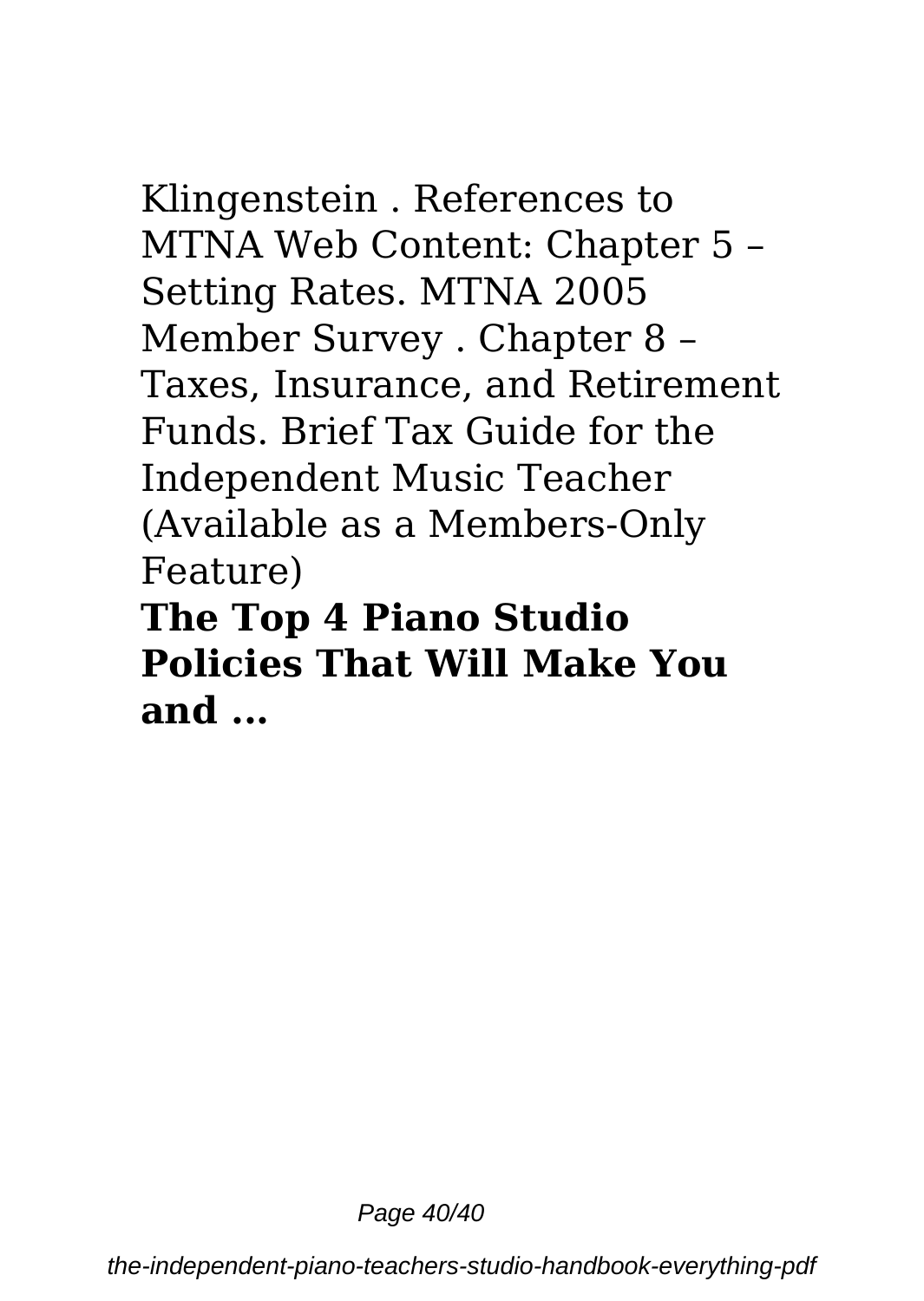Klingenstein . References to MTNA Web Content: Chapter 5 – Setting Rates. MTNA 2005 Member Survey . Chapter 8 – Taxes, Insurance, and Retirement Funds. Brief Tax Guide for the Independent Music Teacher (Available as a Members-Only Feature)

**The Top 4 Piano Studio Policies That Will Make You and ...**